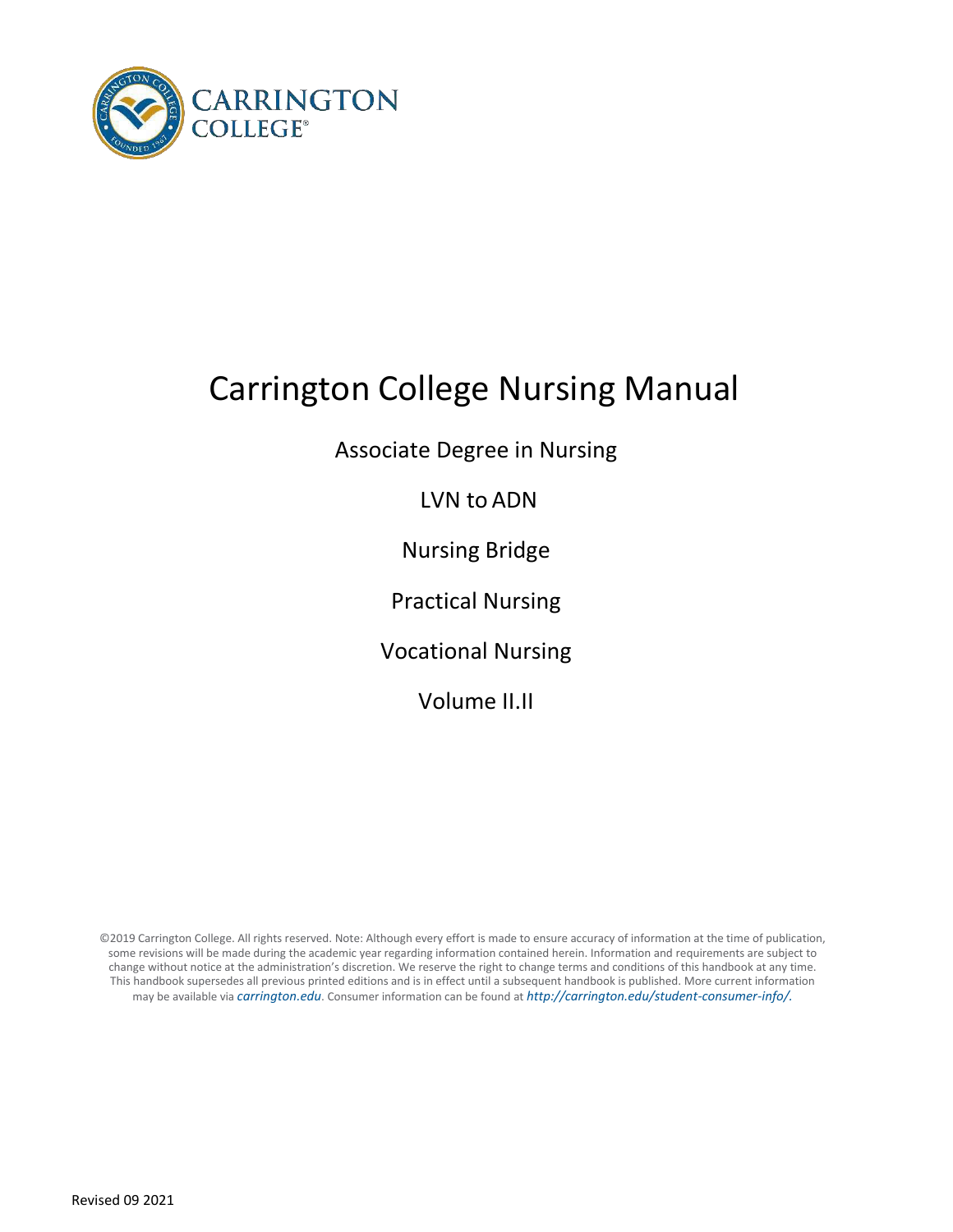CARRINGTON COLLEGE®

# Carrington College Nursing Manual

Associate Degree in Nursing

LVN to ADN

Nursing Bridge

Practical Nursing

Vocational Nursing

Volume II.II

©2019 Carrington College. All rights reserved. Note: Although every effort is made to ensure accuracy of information at the time of publication, some revisions will be made during the academic year regarding information contained herein. Information and requirements are subject to change without notice at the administration's discretion. We reserve the right to change terms and conditions of this handbook at any time. This handbook supersedes all previous printed editions and is in effect until a subsequent handbook is published. More current information may be available via *carrington.edu*. Consumer information can be found at *http://carrington.edu/student-consumer-info/*.

Revised 09 2021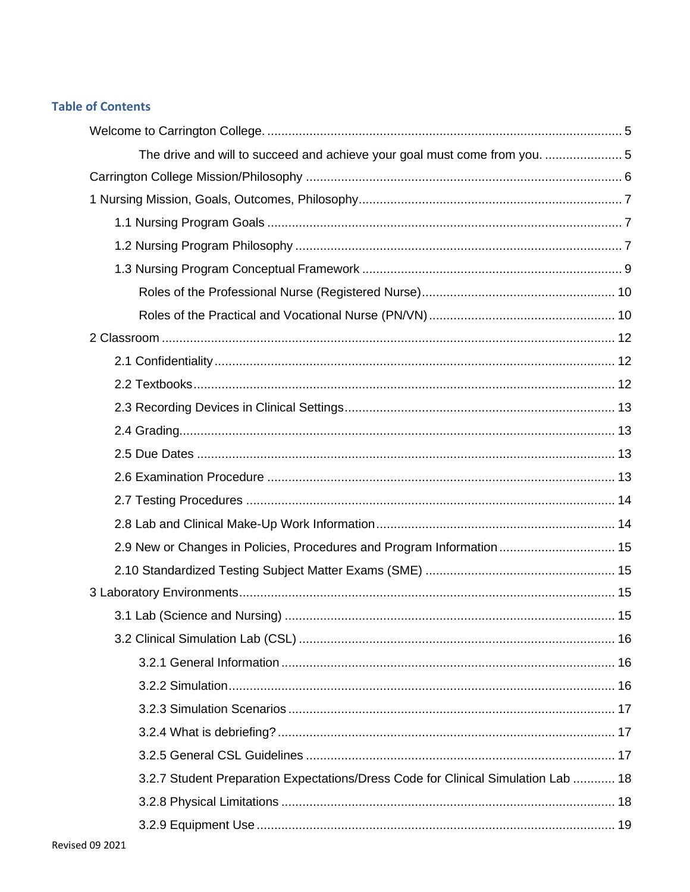## Table of Contents

- Welcome to Carrington College. .................................................................................................... 5
    - The drive and will to succeed and achieve your goal must come from you. ...................... 5
- Carrington College Mission/Philosophy ......................................................................................... 6
- 1 Nursing Mission, Goals, Outcomes, Philosophy.......................................................................... 7
    - 1.1 Nursing Program Goals .................................................................................................... 7
    - 1.2 Nursing Program Philosophy ............................................................................................ 7
    - 1.3 Nursing Program Conceptual Framework ......................................................................... 9
        - Roles of the Professional Nurse (Registered Nurse)...................................................... 10
        - Roles of the Practical and Vocational Nurse (PN/VN) .................................................... 10
- 2 Classroom ................................................................................................................................ 12
    - 2.1 Confidentiality ................................................................................................................. 12
    - 2.2 Textbooks ...................................................................................................................... 12
    - 2.3 Recording Devices in Clinical Settings ............................................................................ 13
    - 2.4 Grading .......................................................................................................................... 13
    - 2.5 Due Dates ...................................................................................................................... 13
    - 2.6 Examination Procedure .................................................................................................. 13
    - 2.7 Testing Procedures ........................................................................................................ 14
    - 2.8 Lab and Clinical Make-Up Work Information ................................................................... 14
    - 2.9 New or Changes in Policies, Procedures and Program Information ................................ 15
    - 2.10 Standardized Testing Subject Matter Exams (SME) ..................................................... 15
- 3 Laboratory Environments ......................................................................................................... 15
    - 3.1 Lab (Science and Nursing) ............................................................................................. 15
    - 3.2 Clinical Simulation Lab (CSL) ......................................................................................... 16
        - 3.2.1 General Information .............................................................................................. 16
        - 3.2.2 Simulation ............................................................................................................. 16
        - 3.2.3 Simulation Scenarios ............................................................................................ 17
        - 3.2.4 What is debriefing? ............................................................................................... 17
        - 3.2.5 General CSL Guidelines ....................................................................................... 17
        - 3.2.7 Student Preparation Expectations/Dress Code for Clinical Simulation Lab ............ 18
        - 3.2.8 Physical Limitations .............................................................................................. 18
        - 3.2.9 Equipment Use ..................................................................................................... 19

Revised 09 2021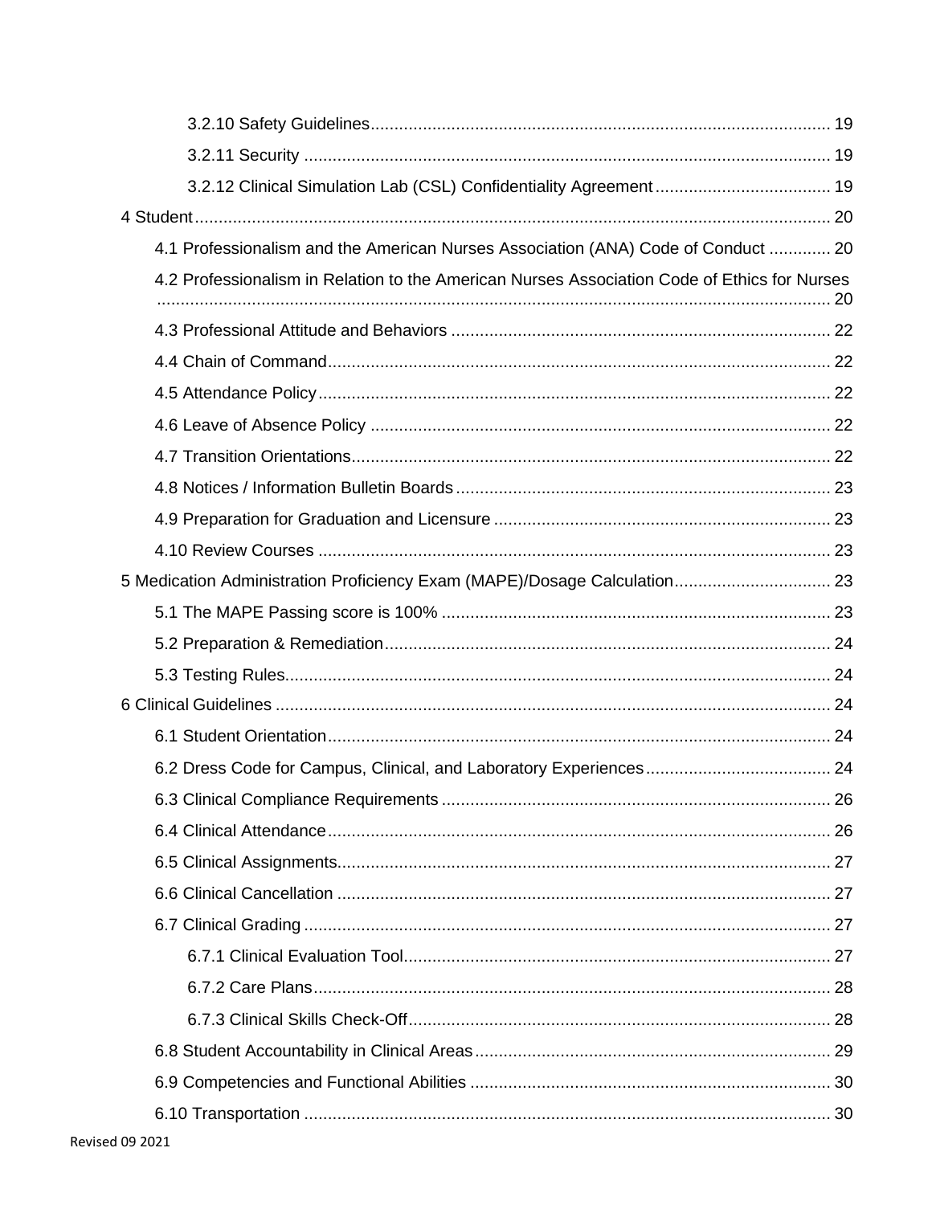3.2.10 Safety Guidelines ..... 19

3.2.11 Security ..... 19

3.2.12 Clinical Simulation Lab (CSL) Confidentiality Agreement ..... 19

4 Student ..... 20

4.1 Professionalism and the American Nurses Association (ANA) Code of Conduct ..... 20

4.2 Professionalism in Relation to the American Nurses Association Code of Ethics for Nurses ..... 20

4.3 Professional Attitude and Behaviors ..... 22

4.4 Chain of Command ..... 22

4.5 Attendance Policy ..... 22

4.6 Leave of Absence Policy ..... 22

4.7 Transition Orientations ..... 22

4.8 Notices / Information Bulletin Boards ..... 23

4.9 Preparation for Graduation and Licensure ..... 23

4.10 Review Courses ..... 23

5 Medication Administration Proficiency Exam (MAPE)/Dosage Calculation ..... 23

5.1 The MAPE Passing score is 100% ..... 23

5.2 Preparation & Remediation ..... 24

5.3 Testing Rules ..... 24

6 Clinical Guidelines ..... 24

6.1 Student Orientation ..... 24

6.2 Dress Code for Campus, Clinical, and Laboratory Experiences ..... 24

6.3 Clinical Compliance Requirements ..... 26

6.4 Clinical Attendance ..... 26

6.5 Clinical Assignments ..... 27

6.6 Clinical Cancellation ..... 27

6.7 Clinical Grading ..... 27

6.7.1 Clinical Evaluation Tool ..... 27

6.7.2 Care Plans ..... 28

6.7.3 Clinical Skills Check-Off ..... 28

6.8 Student Accountability in Clinical Areas ..... 29

6.9 Competencies and Functional Abilities ..... 30

6.10 Transportation ..... 30

Revised 09 2021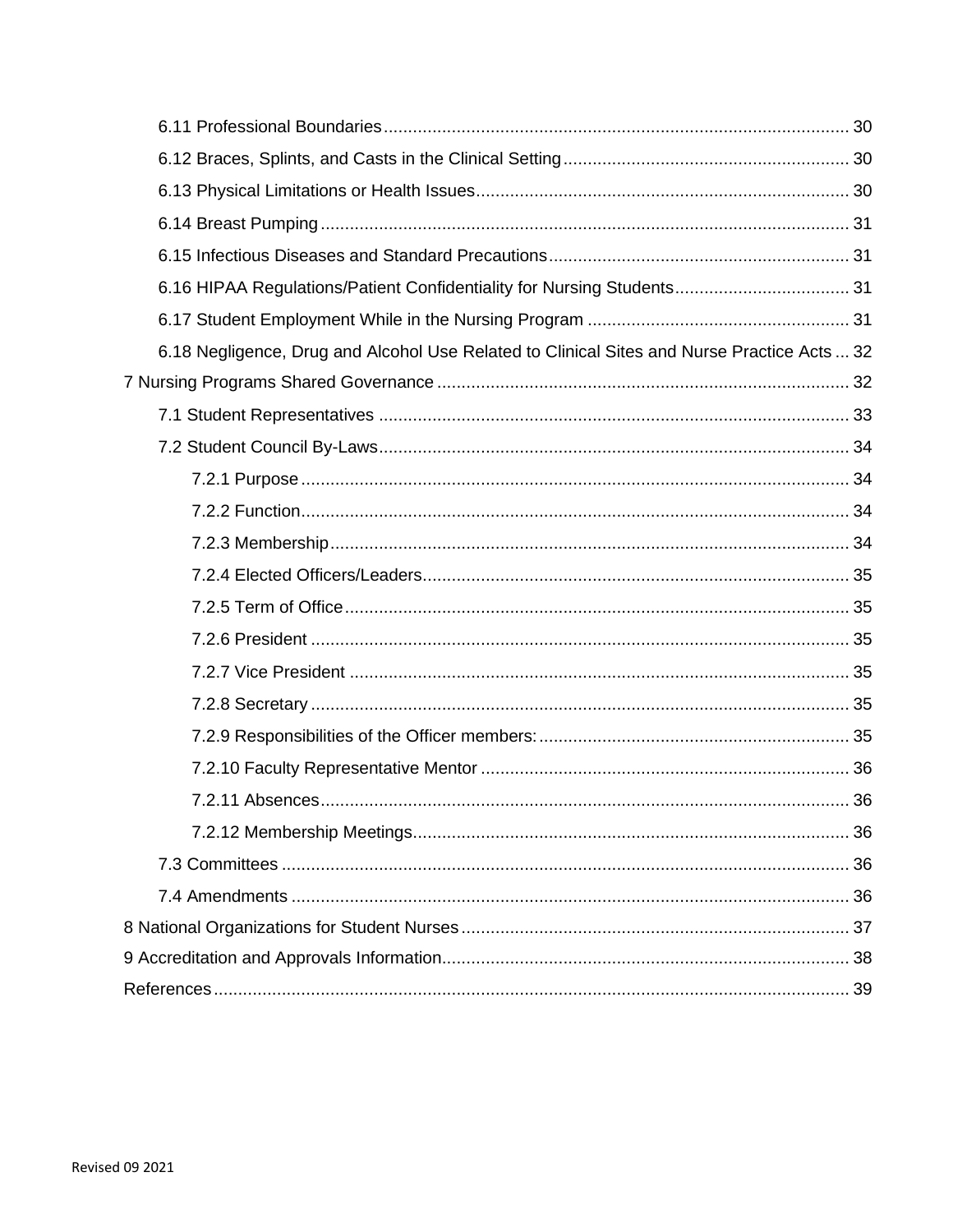6.11 Professional Boundaries ... 30

6.12 Braces, Splints, and Casts in the Clinical Setting ... 30

6.13 Physical Limitations or Health Issues ... 30

6.14 Breast Pumping ... 31

6.15 Infectious Diseases and Standard Precautions ... 31

6.16 HIPAA Regulations/Patient Confidentiality for Nursing Students ... 31

6.17 Student Employment While in the Nursing Program ... 31

6.18 Negligence, Drug and Alcohol Use Related to Clinical Sites and Nurse Practice Acts ... 32

7 Nursing Programs Shared Governance ... 32

7.1 Student Representatives ... 33

7.2 Student Council By-Laws ... 34

7.2.1 Purpose ... 34

7.2.2 Function ... 34

7.2.3 Membership ... 34

7.2.4 Elected Officers/Leaders ... 35

7.2.5 Term of Office ... 35

7.2.6 President ... 35

7.2.7 Vice President ... 35

7.2.8 Secretary ... 35

7.2.9 Responsibilities of the Officer members: ... 35

7.2.10 Faculty Representative Mentor ... 36

7.2.11 Absences ... 36

7.2.12 Membership Meetings ... 36

7.3 Committees ... 36

7.4 Amendments ... 36

8 National Organizations for Student Nurses ... 37

9 Accreditation and Approvals Information ... 38

References ... 39

Revised 09 2021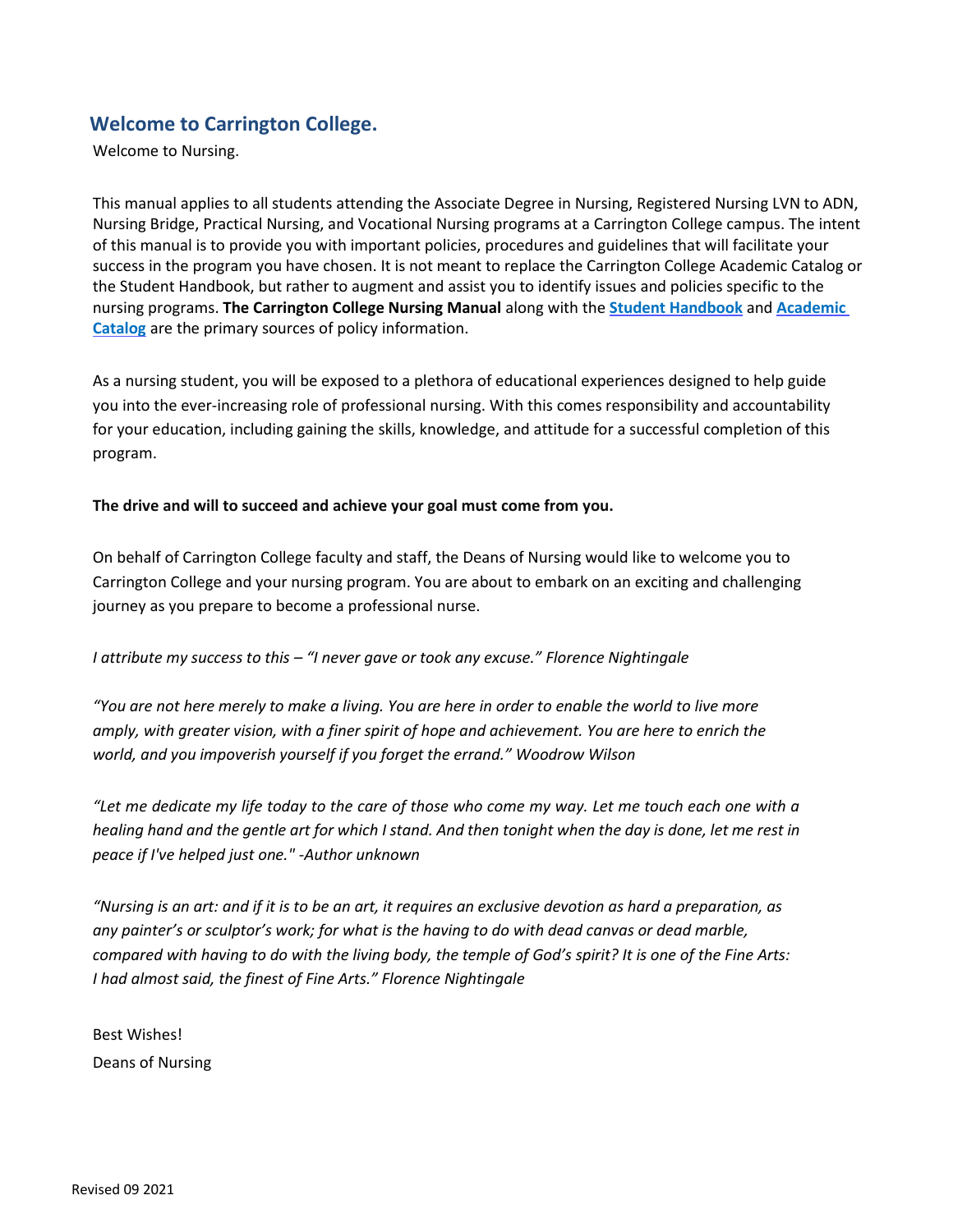## Welcome to Carrington College.

Welcome to Nursing.

This manual applies to all students attending the Associate Degree in Nursing, Registered Nursing LVN to ADN, Nursing Bridge, Practical Nursing, and Vocational Nursing programs at a Carrington College campus. The intent of this manual is to provide you with important policies, procedures and guidelines that will facilitate your success in the program you have chosen. It is not meant to replace the Carrington College Academic Catalog or the Student Handbook, but rather to augment and assist you to identify issues and policies specific to the nursing programs. **The Carrington College Nursing Manual** along with the **Student Handbook** and **Academic Catalog** are the primary sources of policy information.

As a nursing student, you will be exposed to a plethora of educational experiences designed to help guide you into the ever-increasing role of professional nursing. With this comes responsibility and accountability for your education, including gaining the skills, knowledge, and attitude for a successful completion of this program.

**The drive and will to succeed and achieve your goal must come from you.**

On behalf of Carrington College faculty and staff, the Deans of Nursing would like to welcome you to Carrington College and your nursing program. You are about to embark on an exciting and challenging journey as you prepare to become a professional nurse.

*I attribute my success to this – "I never gave or took any excuse." Florence Nightingale*

*"You are not here merely to make a living. You are here in order to enable the world to live more amply, with greater vision, with a finer spirit of hope and achievement. You are here to enrich the world, and you impoverish yourself if you forget the errand." Woodrow Wilson*

*"Let me dedicate my life today to the care of those who come my way. Let me touch each one with a healing hand and the gentle art for which I stand. And then tonight when the day is done, let me rest in peace if I've helped just one." -Author unknown*

*"Nursing is an art: and if it is to be an art, it requires an exclusive devotion as hard a preparation, as any painter's or sculptor's work; for what is the having to do with dead canvas or dead marble, compared with having to do with the living body, the temple of God's spirit? It is one of the Fine Arts: I had almost said, the finest of Fine Arts." Florence Nightingale*

Best Wishes!

Deans of Nursing

Revised 09 2021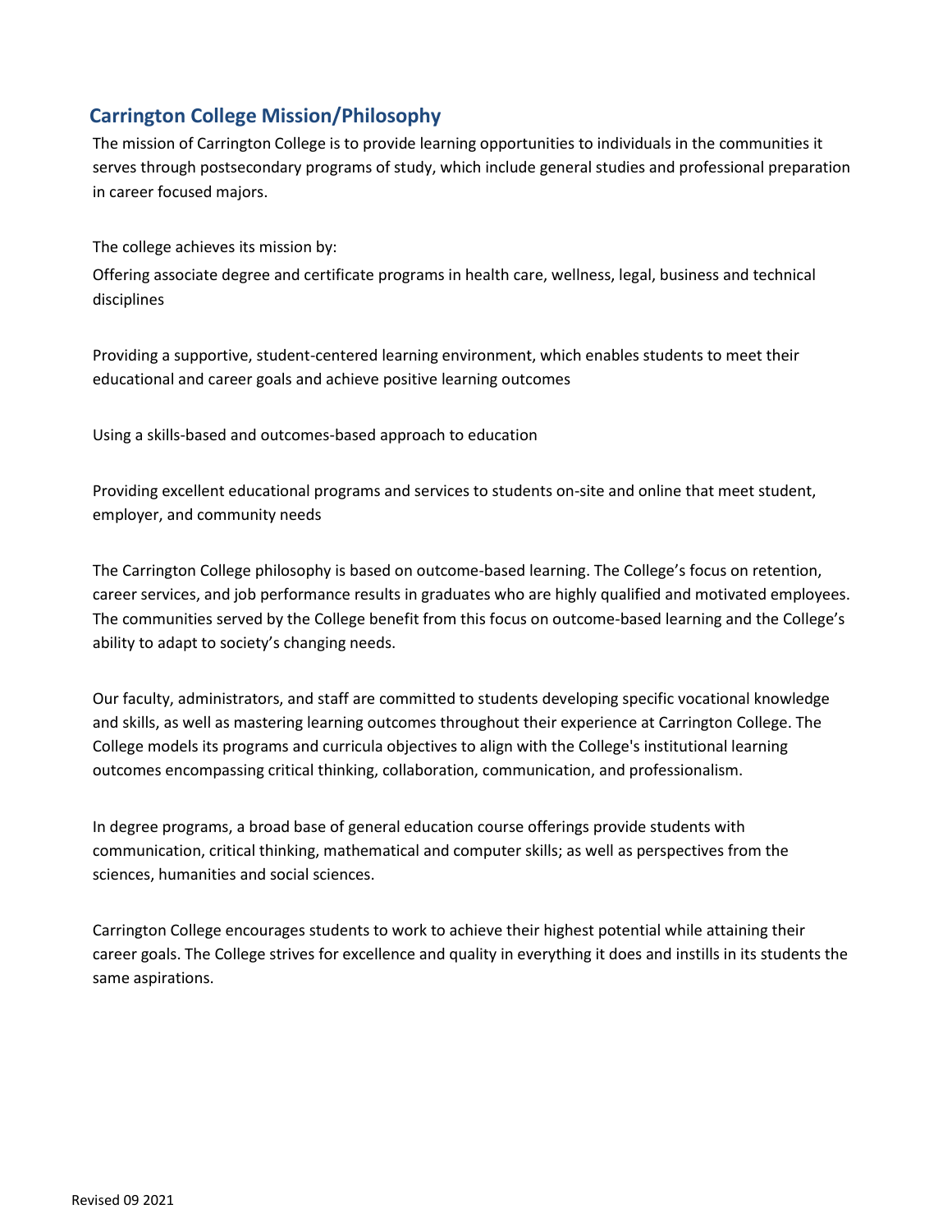## Carrington College Mission/Philosophy

The mission of Carrington College is to provide learning opportunities to individuals in the communities it serves through postsecondary programs of study, which include general studies and professional preparation in career focused majors.

The college achieves its mission by:

Offering associate degree and certificate programs in health care, wellness, legal, business and technical disciplines

Providing a supportive, student-centered learning environment, which enables students to meet their educational and career goals and achieve positive learning outcomes

Using a skills-based and outcomes-based approach to education

Providing excellent educational programs and services to students on-site and online that meet student, employer, and community needs

The Carrington College philosophy is based on outcome-based learning. The College's focus on retention, career services, and job performance results in graduates who are highly qualified and motivated employees. The communities served by the College benefit from this focus on outcome-based learning and the College's ability to adapt to society's changing needs.

Our faculty, administrators, and staff are committed to students developing specific vocational knowledge and skills, as well as mastering learning outcomes throughout their experience at Carrington College. The College models its programs and curricula objectives to align with the College's institutional learning outcomes encompassing critical thinking, collaboration, communication, and professionalism.

In degree programs, a broad base of general education course offerings provide students with communication, critical thinking, mathematical and computer skills; as well as perspectives from the sciences, humanities and social sciences.

Carrington College encourages students to work to achieve their highest potential while attaining their career goals. The College strives for excellence and quality in everything it does and instills in its students the same aspirations.

Revised 09 2021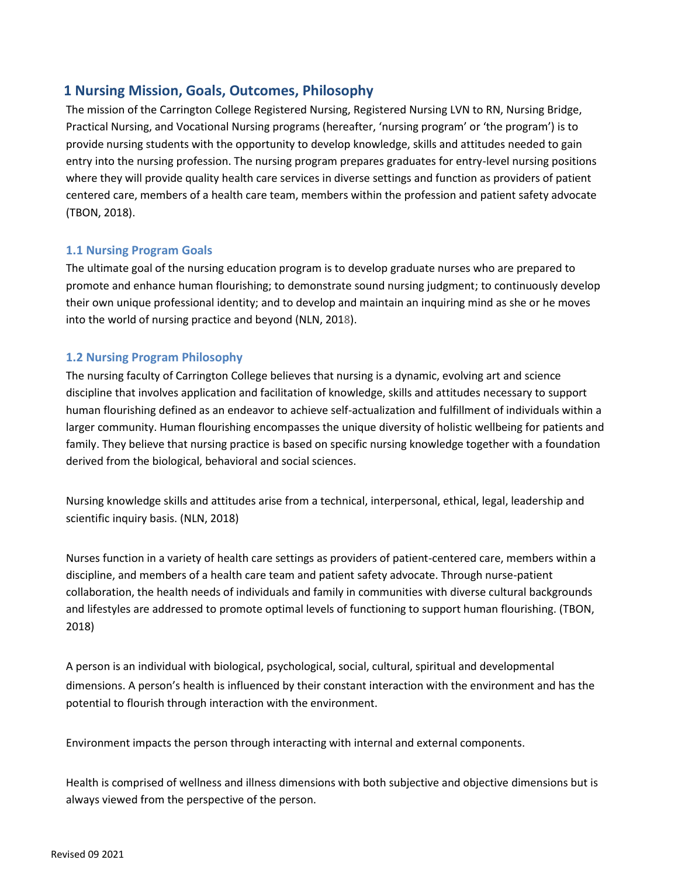# 1 Nursing Mission, Goals, Outcomes, Philosophy

The mission of the Carrington College Registered Nursing, Registered Nursing LVN to RN, Nursing Bridge, Practical Nursing, and Vocational Nursing programs (hereafter, 'nursing program' or 'the program') is to provide nursing students with the opportunity to develop knowledge, skills and attitudes needed to gain entry into the nursing profession. The nursing program prepares graduates for entry-level nursing positions where they will provide quality health care services in diverse settings and function as providers of patient centered care, members of a health care team, members within the profession and patient safety advocate (TBON, 2018).

## 1.1 Nursing Program Goals

The ultimate goal of the nursing education program is to develop graduate nurses who are prepared to promote and enhance human flourishing; to demonstrate sound nursing judgment; to continuously develop their own unique professional identity; and to develop and maintain an inquiring mind as she or he moves into the world of nursing practice and beyond (NLN, 2018).

## 1.2 Nursing Program Philosophy

The nursing faculty of Carrington College believes that nursing is a dynamic, evolving art and science discipline that involves application and facilitation of knowledge, skills and attitudes necessary to support human flourishing defined as an endeavor to achieve self-actualization and fulfillment of individuals within a larger community. Human flourishing encompasses the unique diversity of holistic wellbeing for patients and family. They believe that nursing practice is based on specific nursing knowledge together with a foundation derived from the biological, behavioral and social sciences.

Nursing knowledge skills and attitudes arise from a technical, interpersonal, ethical, legal, leadership and scientific inquiry basis. (NLN, 2018)

Nurses function in a variety of health care settings as providers of patient-centered care, members within a discipline, and members of a health care team and patient safety advocate. Through nurse-patient collaboration, the health needs of individuals and family in communities with diverse cultural backgrounds and lifestyles are addressed to promote optimal levels of functioning to support human flourishing. (TBON, 2018)

A person is an individual with biological, psychological, social, cultural, spiritual and developmental dimensions. A person's health is influenced by their constant interaction with the environment and has the potential to flourish through interaction with the environment.

Environment impacts the person through interacting with internal and external components.

Health is comprised of wellness and illness dimensions with both subjective and objective dimensions but is always viewed from the perspective of the person.

Revised 09 2021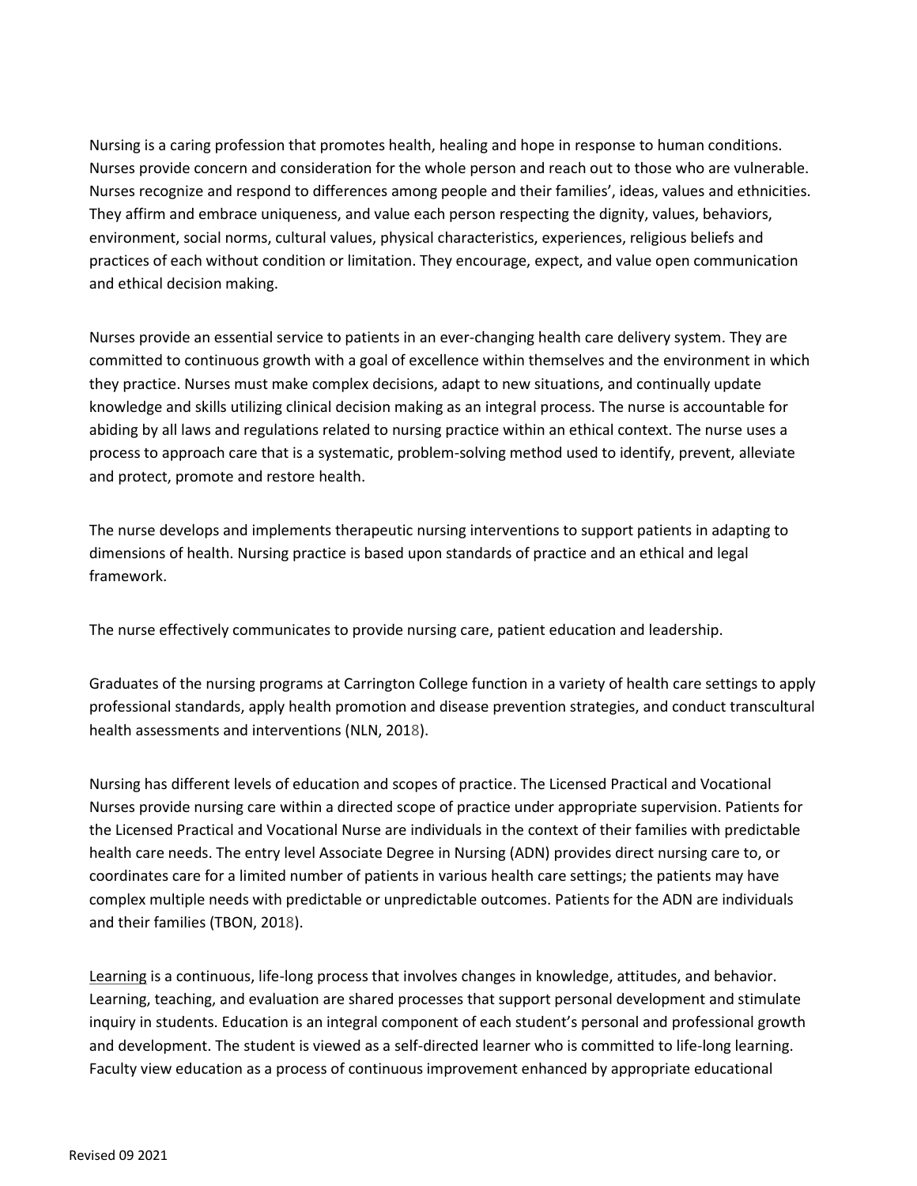Nursing is a caring profession that promotes health, healing and hope in response to human conditions. Nurses provide concern and consideration for the whole person and reach out to those who are vulnerable. Nurses recognize and respond to differences among people and their families', ideas, values and ethnicities. They affirm and embrace uniqueness, and value each person respecting the dignity, values, behaviors, environment, social norms, cultural values, physical characteristics, experiences, religious beliefs and practices of each without condition or limitation. They encourage, expect, and value open communication and ethical decision making.

Nurses provide an essential service to patients in an ever-changing health care delivery system. They are committed to continuous growth with a goal of excellence within themselves and the environment in which they practice. Nurses must make complex decisions, adapt to new situations, and continually update knowledge and skills utilizing clinical decision making as an integral process. The nurse is accountable for abiding by all laws and regulations related to nursing practice within an ethical context. The nurse uses a process to approach care that is a systematic, problem-solving method used to identify, prevent, alleviate and protect, promote and restore health.

The nurse develops and implements therapeutic nursing interventions to support patients in adapting to dimensions of health. Nursing practice is based upon standards of practice and an ethical and legal framework.

The nurse effectively communicates to provide nursing care, patient education and leadership.

Graduates of the nursing programs at Carrington College function in a variety of health care settings to apply professional standards, apply health promotion and disease prevention strategies, and conduct transcultural health assessments and interventions (NLN, 2018).

Nursing has different levels of education and scopes of practice. The Licensed Practical and Vocational Nurses provide nursing care within a directed scope of practice under appropriate supervision. Patients for the Licensed Practical and Vocational Nurse are individuals in the context of their families with predictable health care needs. The entry level Associate Degree in Nursing (ADN) provides direct nursing care to, or coordinates care for a limited number of patients in various health care settings; the patients may have complex multiple needs with predictable or unpredictable outcomes. Patients for the ADN are individuals and their families (TBON, 2018).

<u>Learning</u> is a continuous, life-long process that involves changes in knowledge, attitudes, and behavior. Learning, teaching, and evaluation are shared processes that support personal development and stimulate inquiry in students. Education is an integral component of each student's personal and professional growth and development. The student is viewed as a self-directed learner who is committed to life-long learning. Faculty view education as a process of continuous improvement enhanced by appropriate educational

Revised 09 2021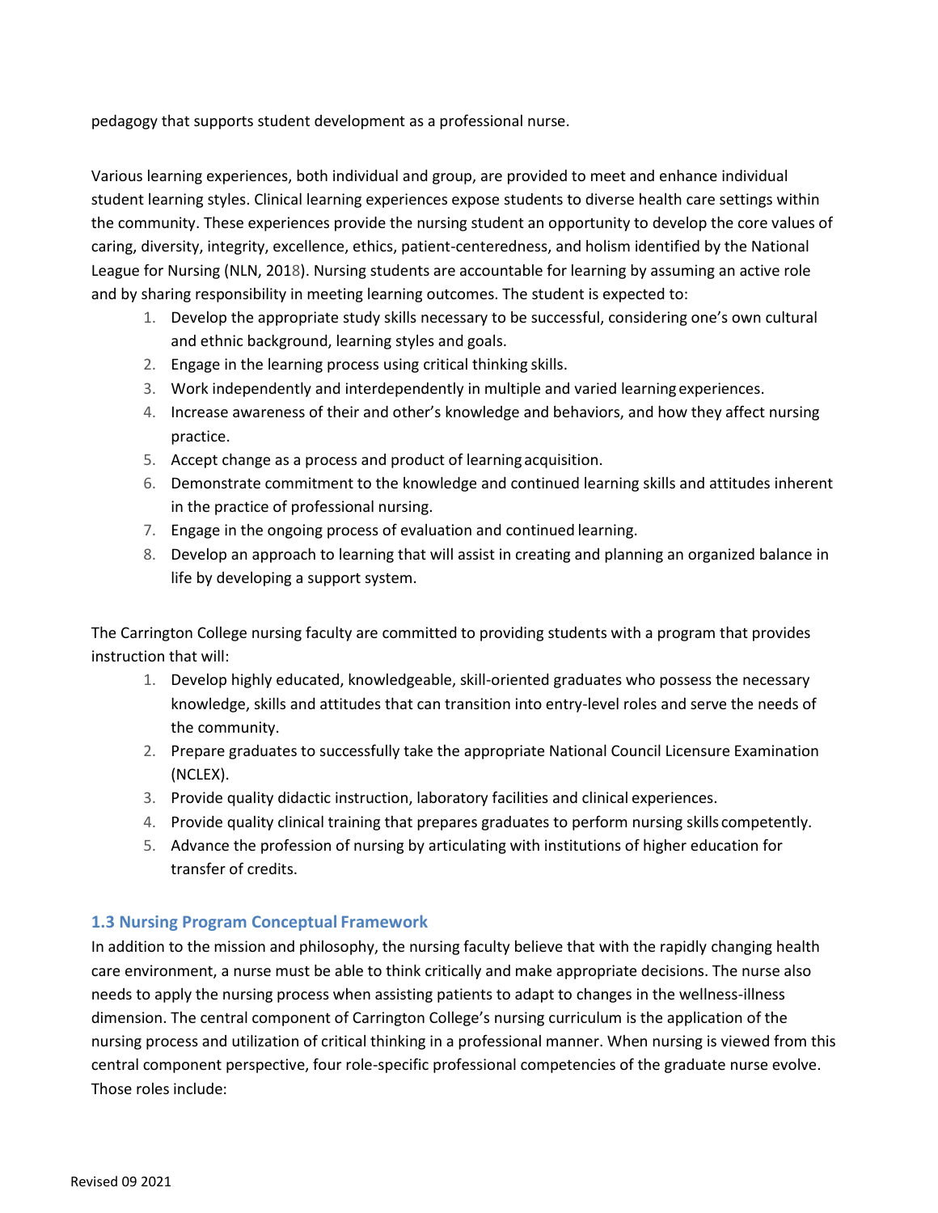pedagogy that supports student development as a professional nurse.

Various learning experiences, both individual and group, are provided to meet and enhance individual student learning styles. Clinical learning experiences expose students to diverse health care settings within the community. These experiences provide the nursing student an opportunity to develop the core values of caring, diversity, integrity, excellence, ethics, patient-centeredness, and holism identified by the National League for Nursing (NLN, 2018). Nursing students are accountable for learning by assuming an active role and by sharing responsibility in meeting learning outcomes. The student is expected to:

1. Develop the appropriate study skills necessary to be successful, considering one's own cultural and ethnic background, learning styles and goals.
2. Engage in the learning process using critical thinking skills.
3. Work independently and interdependently in multiple and varied learning experiences.
4. Increase awareness of their and other's knowledge and behaviors, and how they affect nursing practice.
5. Accept change as a process and product of learning acquisition.
6. Demonstrate commitment to the knowledge and continued learning skills and attitudes inherent in the practice of professional nursing.
7. Engage in the ongoing process of evaluation and continued learning.
8. Develop an approach to learning that will assist in creating and planning an organized balance in life by developing a support system.

The Carrington College nursing faculty are committed to providing students with a program that provides instruction that will:

1. Develop highly educated, knowledgeable, skill-oriented graduates who possess the necessary knowledge, skills and attitudes that can transition into entry-level roles and serve the needs of the community.
2. Prepare graduates to successfully take the appropriate National Council Licensure Examination (NCLEX).
3. Provide quality didactic instruction, laboratory facilities and clinical experiences.
4. Provide quality clinical training that prepares graduates to perform nursing skills competently.
5. Advance the profession of nursing by articulating with institutions of higher education for transfer of credits.

### 1.3 Nursing Program Conceptual Framework

In addition to the mission and philosophy, the nursing faculty believe that with the rapidly changing health care environment, a nurse must be able to think critically and make appropriate decisions. The nurse also needs to apply the nursing process when assisting patients to adapt to changes in the wellness-illness dimension. The central component of Carrington College's nursing curriculum is the application of the nursing process and utilization of critical thinking in a professional manner. When nursing is viewed from this central component perspective, four role-specific professional competencies of the graduate nurse evolve. Those roles include: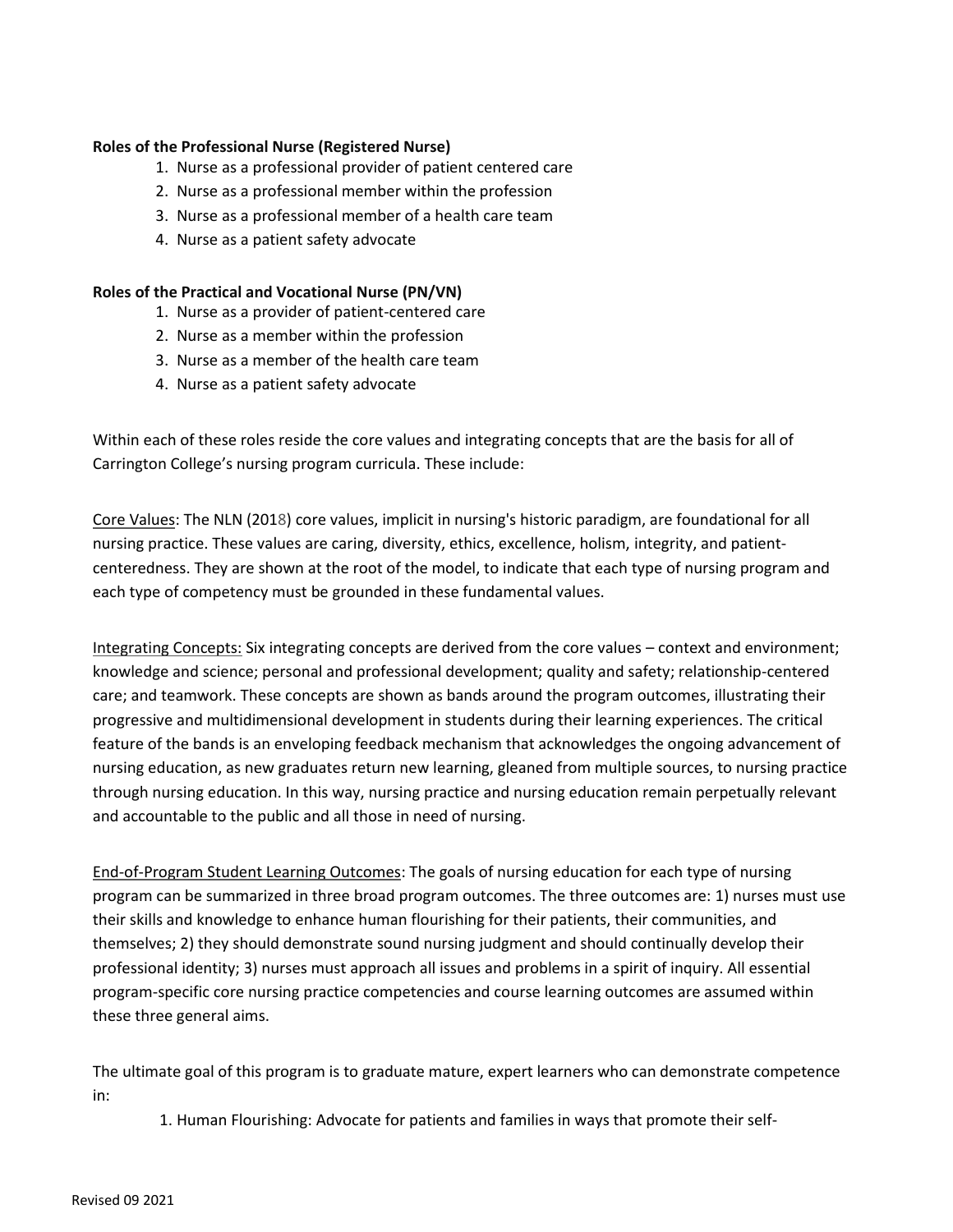**Roles of the Professional Nurse (Registered Nurse)**

1. Nurse as a professional provider of patient centered care
2. Nurse as a professional member within the profession
3. Nurse as a professional member of a health care team
4. Nurse as a patient safety advocate

**Roles of the Practical and Vocational Nurse (PN/VN)**

1. Nurse as a provider of patient-centered care
2. Nurse as a member within the profession
3. Nurse as a member of the health care team
4. Nurse as a patient safety advocate

Within each of these roles reside the core values and integrating concepts that are the basis for all of Carrington College's nursing program curricula. These include:

Core Values: The NLN (2018) core values, implicit in nursing's historic paradigm, are foundational for all nursing practice. These values are caring, diversity, ethics, excellence, holism, integrity, and patient-centeredness. They are shown at the root of the model, to indicate that each type of nursing program and each type of competency must be grounded in these fundamental values.

Integrating Concepts: Six integrating concepts are derived from the core values – context and environment; knowledge and science; personal and professional development; quality and safety; relationship-centered care; and teamwork. These concepts are shown as bands around the program outcomes, illustrating their progressive and multidimensional development in students during their learning experiences. The critical feature of the bands is an enveloping feedback mechanism that acknowledges the ongoing advancement of nursing education, as new graduates return new learning, gleaned from multiple sources, to nursing practice through nursing education. In this way, nursing practice and nursing education remain perpetually relevant and accountable to the public and all those in need of nursing.

End-of-Program Student Learning Outcomes: The goals of nursing education for each type of nursing program can be summarized in three broad program outcomes. The three outcomes are: 1) nurses must use their skills and knowledge to enhance human flourishing for their patients, their communities, and themselves; 2) they should demonstrate sound nursing judgment and should continually develop their professional identity; 3) nurses must approach all issues and problems in a spirit of inquiry. All essential program-specific core nursing practice competencies and course learning outcomes are assumed within these three general aims.

The ultimate goal of this program is to graduate mature, expert learners who can demonstrate competence in:

1. Human Flourishing: Advocate for patients and families in ways that promote their self-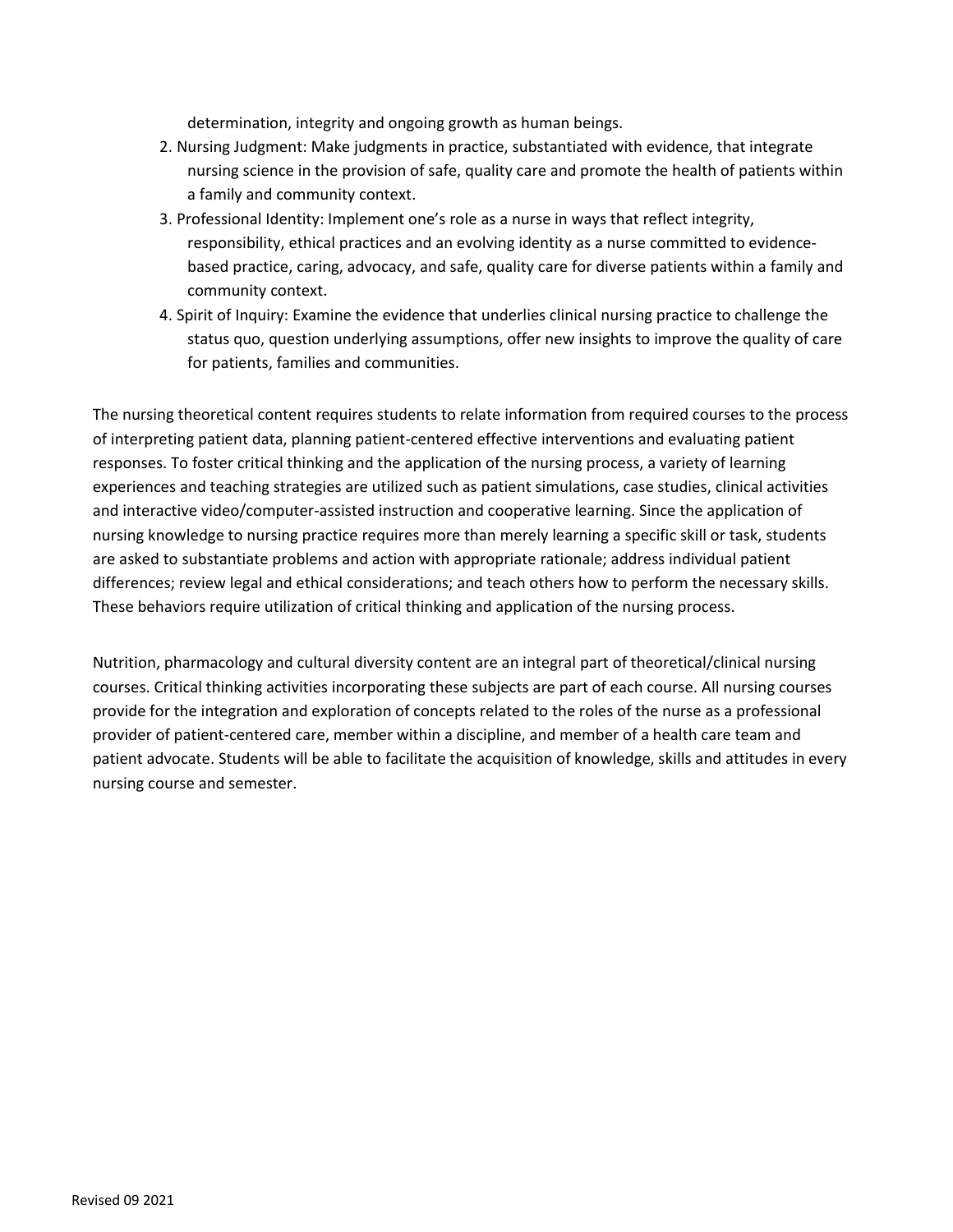determination, integrity and ongoing growth as human beings.

2. Nursing Judgment: Make judgments in practice, substantiated with evidence, that integrate nursing science in the provision of safe, quality care and promote the health of patients within a family and community context.
3. Professional Identity: Implement one's role as a nurse in ways that reflect integrity, responsibility, ethical practices and an evolving identity as a nurse committed to evidence-based practice, caring, advocacy, and safe, quality care for diverse patients within a family and community context.
4. Spirit of Inquiry: Examine the evidence that underlies clinical nursing practice to challenge the status quo, question underlying assumptions, offer new insights to improve the quality of care for patients, families and communities.

The nursing theoretical content requires students to relate information from required courses to the process of interpreting patient data, planning patient-centered effective interventions and evaluating patient responses. To foster critical thinking and the application of the nursing process, a variety of learning experiences and teaching strategies are utilized such as patient simulations, case studies, clinical activities and interactive video/computer-assisted instruction and cooperative learning. Since the application of nursing knowledge to nursing practice requires more than merely learning a specific skill or task, students are asked to substantiate problems and action with appropriate rationale; address individual patient differences; review legal and ethical considerations; and teach others how to perform the necessary skills. These behaviors require utilization of critical thinking and application of the nursing process.

Nutrition, pharmacology and cultural diversity content are an integral part of theoretical/clinical nursing courses. Critical thinking activities incorporating these subjects are part of each course. All nursing courses provide for the integration and exploration of concepts related to the roles of the nurse as a professional provider of patient-centered care, member within a discipline, and member of a health care team and patient advocate. Students will be able to facilitate the acquisition of knowledge, skills and attitudes in every nursing course and semester.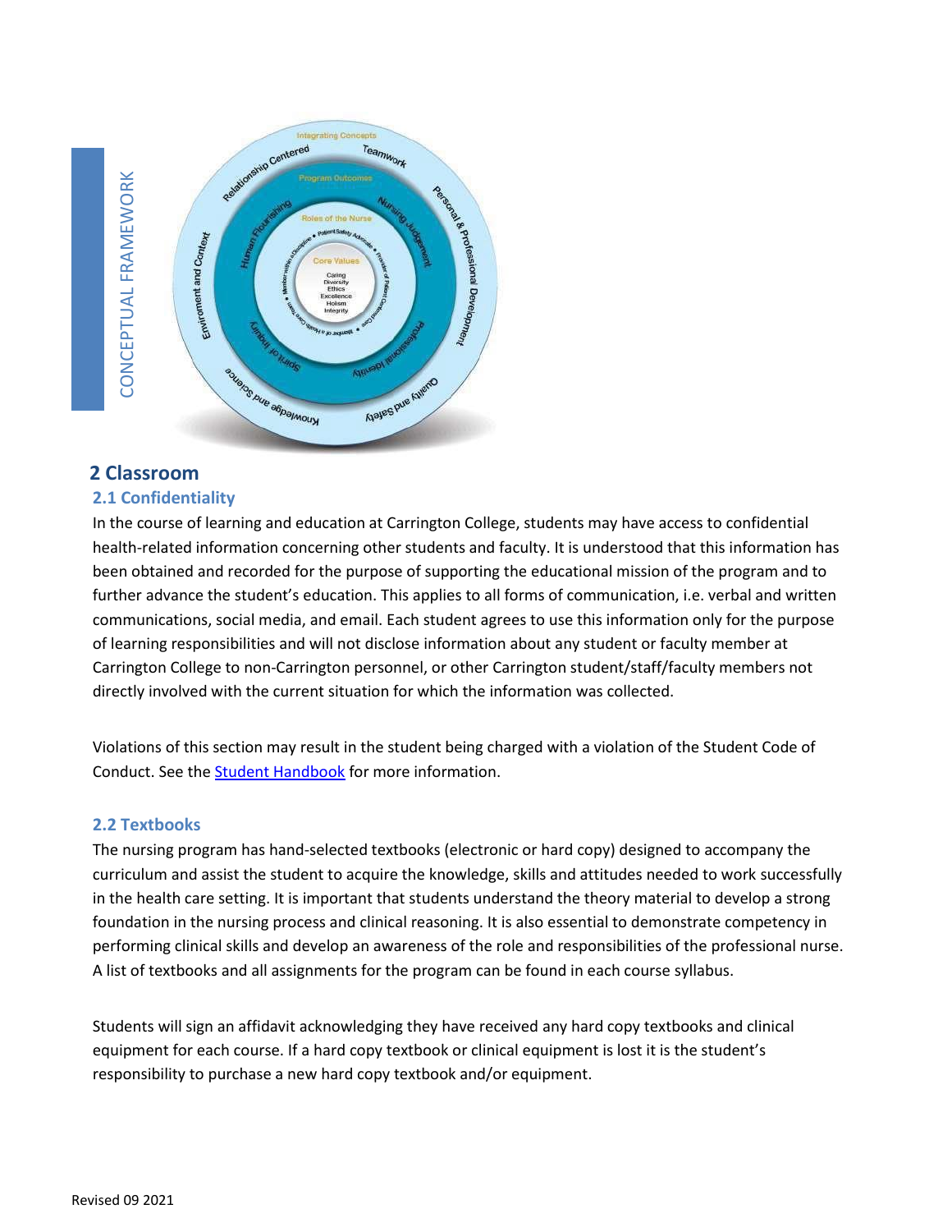CONCEPTUAL FRAMEWORK

## 2 Classroom

### 2.1 Confidentiality

In the course of learning and education at Carrington College, students may have access to confidential health-related information concerning other students and faculty. It is understood that this information has been obtained and recorded for the purpose of supporting the educational mission of the program and to further advance the student's education. This applies to all forms of communication, i.e. verbal and written communications, social media, and email. Each student agrees to use this information only for the purpose of learning responsibilities and will not disclose information about any student or faculty member at Carrington College to non-Carrington personnel, or other Carrington student/staff/faculty members not directly involved with the current situation for which the information was collected.

Violations of this section may result in the student being charged with a violation of the Student Code of Conduct. See the Student Handbook for more information.

### 2.2 Textbooks

The nursing program has hand-selected textbooks (electronic or hard copy) designed to accompany the curriculum and assist the student to acquire the knowledge, skills and attitudes needed to work successfully in the health care setting. It is important that students understand the theory material to develop a strong foundation in the nursing process and clinical reasoning. It is also essential to demonstrate competency in performing clinical skills and develop an awareness of the role and responsibilities of the professional nurse. A list of textbooks and all assignments for the program can be found in each course syllabus.

Students will sign an affidavit acknowledging they have received any hard copy textbooks and clinical equipment for each course. If a hard copy textbook or clinical equipment is lost it is the student's responsibility to purchase a new hard copy textbook and/or equipment.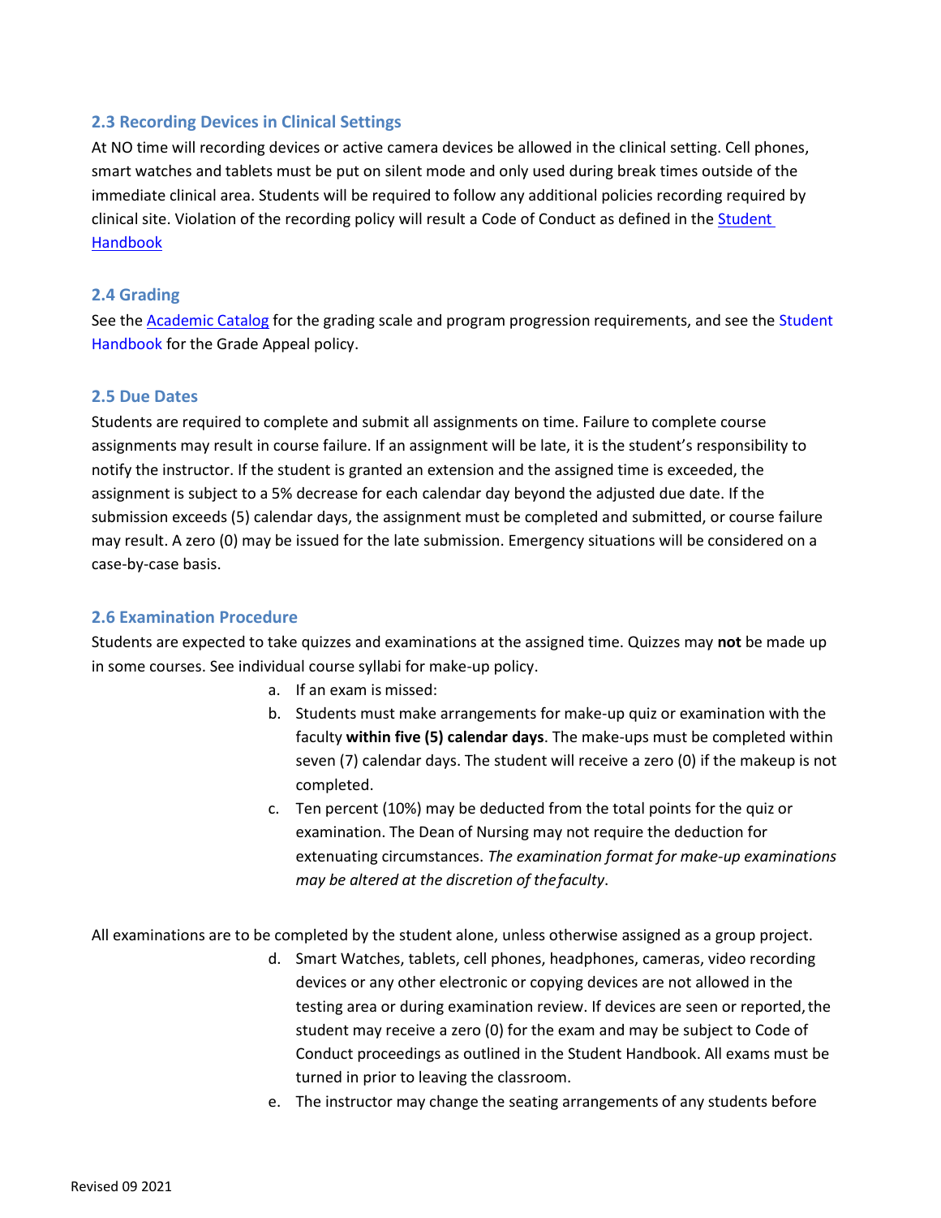### 2.3 Recording Devices in Clinical Settings

At NO time will recording devices or active camera devices be allowed in the clinical setting. Cell phones, smart watches and tablets must be put on silent mode and only used during break times outside of the immediate clinical area. Students will be required to follow any additional policies recording required by clinical site. Violation of the recording policy will result a Code of Conduct as defined in the Student Handbook

### 2.4 Grading

See the Academic Catalog for the grading scale and program progression requirements, and see the Student Handbook for the Grade Appeal policy.

### 2.5 Due Dates

Students are required to complete and submit all assignments on time. Failure to complete course assignments may result in course failure. If an assignment will be late, it is the student's responsibility to notify the instructor. If the student is granted an extension and the assigned time is exceeded, the assignment is subject to a 5% decrease for each calendar day beyond the adjusted due date. If the submission exceeds (5) calendar days, the assignment must be completed and submitted, or course failure may result. A zero (0) may be issued for the late submission. Emergency situations will be considered on a case-by-case basis.

### 2.6 Examination Procedure

Students are expected to take quizzes and examinations at the assigned time. Quizzes may **not** be made up in some courses. See individual course syllabi for make-up policy.

a. If an exam is missed:
b. Students must make arrangements for make-up quiz or examination with the faculty **within five (5) calendar days**. The make-ups must be completed within seven (7) calendar days. The student will receive a zero (0) if the makeup is not completed.
c. Ten percent (10%) may be deducted from the total points for the quiz or examination. The Dean of Nursing may not require the deduction for extenuating circumstances. *The examination format for make-up examinations may be altered at the discretion of the faculty*.

All examinations are to be completed by the student alone, unless otherwise assigned as a group project.

d. Smart Watches, tablets, cell phones, headphones, cameras, video recording devices or any other electronic or copying devices are not allowed in the testing area or during examination review. If devices are seen or reported, the student may receive a zero (0) for the exam and may be subject to Code of Conduct proceedings as outlined in the Student Handbook. All exams must be turned in prior to leaving the classroom.
e. The instructor may change the seating arrangements of any students before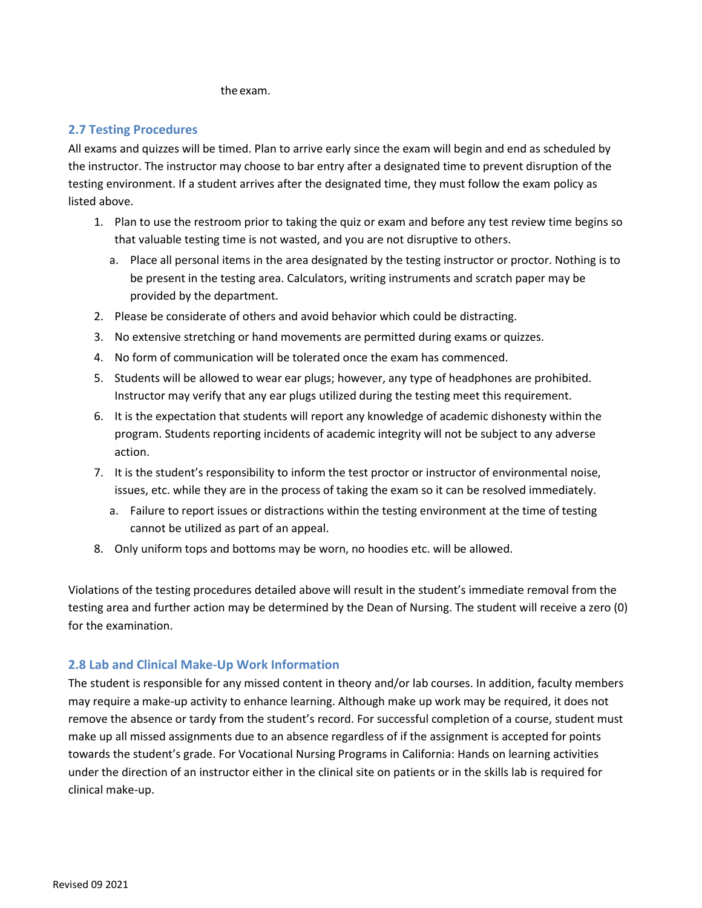the exam.

### 2.7 Testing Procedures

All exams and quizzes will be timed. Plan to arrive early since the exam will begin and end as scheduled by the instructor. The instructor may choose to bar entry after a designated time to prevent disruption of the testing environment. If a student arrives after the designated time, they must follow the exam policy as listed above.

1. Plan to use the restroom prior to taking the quiz or exam and before any test review time begins so that valuable testing time is not wasted, and you are not disruptive to others.
   a. Place all personal items in the area designated by the testing instructor or proctor. Nothing is to be present in the testing area. Calculators, writing instruments and scratch paper may be provided by the department.
2. Please be considerate of others and avoid behavior which could be distracting.
3. No extensive stretching or hand movements are permitted during exams or quizzes.
4. No form of communication will be tolerated once the exam has commenced.
5. Students will be allowed to wear ear plugs; however, any type of headphones are prohibited. Instructor may verify that any ear plugs utilized during the testing meet this requirement.
6. It is the expectation that students will report any knowledge of academic dishonesty within the program. Students reporting incidents of academic integrity will not be subject to any adverse action.
7. It is the student's responsibility to inform the test proctor or instructor of environmental noise, issues, etc. while they are in the process of taking the exam so it can be resolved immediately.
   a. Failure to report issues or distractions within the testing environment at the time of testing cannot be utilized as part of an appeal.
8. Only uniform tops and bottoms may be worn, no hoodies etc. will be allowed.

Violations of the testing procedures detailed above will result in the student's immediate removal from the testing area and further action may be determined by the Dean of Nursing. The student will receive a zero (0) for the examination.

### 2.8 Lab and Clinical Make-Up Work Information

The student is responsible for any missed content in theory and/or lab courses. In addition, faculty members may require a make-up activity to enhance learning. Although make up work may be required, it does not remove the absence or tardy from the student's record. For successful completion of a course, student must make up all missed assignments due to an absence regardless of if the assignment is accepted for points towards the student's grade. For Vocational Nursing Programs in California: Hands on learning activities under the direction of an instructor either in the clinical site on patients or in the skills lab is required for clinical make-up.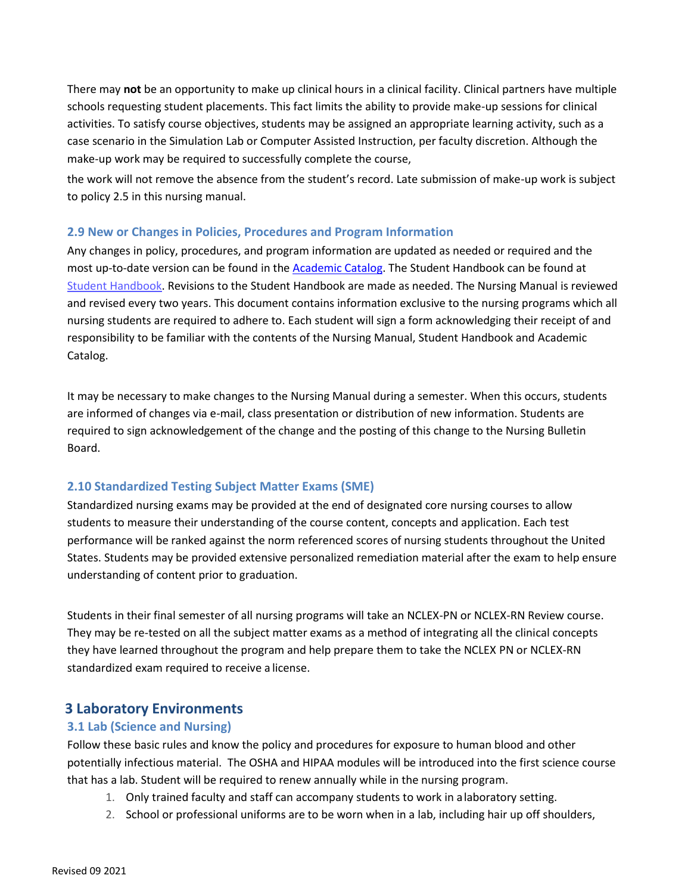There may **not** be an opportunity to make up clinical hours in a clinical facility. Clinical partners have multiple schools requesting student placements. This fact limits the ability to provide make-up sessions for clinical activities. To satisfy course objectives, students may be assigned an appropriate learning activity, such as a case scenario in the Simulation Lab or Computer Assisted Instruction, per faculty discretion. Although the make-up work may be required to successfully complete the course,

the work will not remove the absence from the student's record. Late submission of make-up work is subject to policy 2.5 in this nursing manual.

### 2.9 New or Changes in Policies, Procedures and Program Information

Any changes in policy, procedures, and program information are updated as needed or required and the most up-to-date version can be found in the Academic Catalog. The Student Handbook can be found at Student Handbook. Revisions to the Student Handbook are made as needed. The Nursing Manual is reviewed and revised every two years. This document contains information exclusive to the nursing programs which all nursing students are required to adhere to. Each student will sign a form acknowledging their receipt of and responsibility to be familiar with the contents of the Nursing Manual, Student Handbook and Academic Catalog.

It may be necessary to make changes to the Nursing Manual during a semester. When this occurs, students are informed of changes via e-mail, class presentation or distribution of new information. Students are required to sign acknowledgement of the change and the posting of this change to the Nursing Bulletin Board.

### 2.10 Standardized Testing Subject Matter Exams (SME)

Standardized nursing exams may be provided at the end of designated core nursing courses to allow students to measure their understanding of the course content, concepts and application. Each test performance will be ranked against the norm referenced scores of nursing students throughout the United States. Students may be provided extensive personalized remediation material after the exam to help ensure understanding of content prior to graduation.

Students in their final semester of all nursing programs will take an NCLEX-PN or NCLEX-RN Review course. They may be re-tested on all the subject matter exams as a method of integrating all the clinical concepts they have learned throughout the program and help prepare them to take the NCLEX PN or NCLEX-RN standardized exam required to receive a license.

## 3 Laboratory Environments

### 3.1 Lab (Science and Nursing)

Follow these basic rules and know the policy and procedures for exposure to human blood and other potentially infectious material. The OSHA and HIPAA modules will be introduced into the first science course that has a lab. Student will be required to renew annually while in the nursing program.

1. Only trained faculty and staff can accompany students to work in a laboratory setting.
2. School or professional uniforms are to be worn when in a lab, including hair up off shoulders,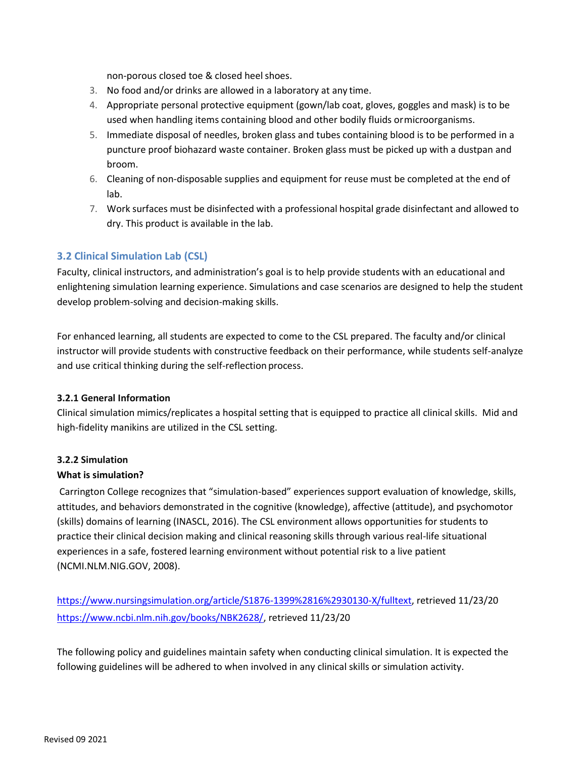non-porous closed toe & closed heel shoes.

3. No food and/or drinks are allowed in a laboratory at any time.
4. Appropriate personal protective equipment (gown/lab coat, gloves, goggles and mask) is to be used when handling items containing blood and other bodily fluids or microorganisms.
5. Immediate disposal of needles, broken glass and tubes containing blood is to be performed in a puncture proof biohazard waste container. Broken glass must be picked up with a dustpan and broom.
6. Cleaning of non-disposable supplies and equipment for reuse must be completed at the end of lab.
7. Work surfaces must be disinfected with a professional hospital grade disinfectant and allowed to dry. This product is available in the lab.

## 3.2 Clinical Simulation Lab (CSL)

Faculty, clinical instructors, and administration's goal is to help provide students with an educational and enlightening simulation learning experience. Simulations and case scenarios are designed to help the student develop problem-solving and decision-making skills.

For enhanced learning, all students are expected to come to the CSL prepared. The faculty and/or clinical instructor will provide students with constructive feedback on their performance, while students self-analyze and use critical thinking during the self-reflection process.

### 3.2.1 General Information

Clinical simulation mimics/replicates a hospital setting that is equipped to practice all clinical skills. Mid and high-fidelity manikins are utilized in the CSL setting.

### 3.2.2 Simulation

**What is simulation?**

Carrington College recognizes that "simulation-based" experiences support evaluation of knowledge, skills, attitudes, and behaviors demonstrated in the cognitive (knowledge), affective (attitude), and psychomotor (skills) domains of learning (INASCL, 2016). The CSL environment allows opportunities for students to practice their clinical decision making and clinical reasoning skills through various real-life situational experiences in a safe, fostered learning environment without potential risk to a live patient (NCMI.NLM.NIG.GOV, 2008).

https://www.nursingsimulation.org/article/S1876-1399%2816%2930130-X/fulltext, retrieved 11/23/20
https://www.ncbi.nlm.nih.gov/books/NBK2628/, retrieved 11/23/20

The following policy and guidelines maintain safety when conducting clinical simulation. It is expected the following guidelines will be adhered to when involved in any clinical skills or simulation activity.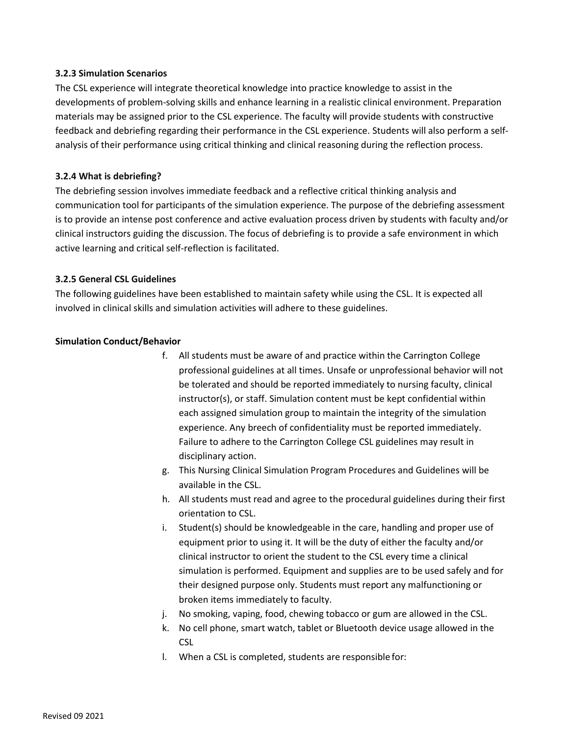### 3.2.3 Simulation Scenarios

The CSL experience will integrate theoretical knowledge into practice knowledge to assist in the developments of problem-solving skills and enhance learning in a realistic clinical environment. Preparation materials may be assigned prior to the CSL experience. The faculty will provide students with constructive feedback and debriefing regarding their performance in the CSL experience. Students will also perform a self-analysis of their performance using critical thinking and clinical reasoning during the reflection process.

### 3.2.4 What is debriefing?

The debriefing session involves immediate feedback and a reflective critical thinking analysis and communication tool for participants of the simulation experience. The purpose of the debriefing assessment is to provide an intense post conference and active evaluation process driven by students with faculty and/or clinical instructors guiding the discussion. The focus of debriefing is to provide a safe environment in which active learning and critical self-reflection is facilitated.

### 3.2.5 General CSL Guidelines

The following guidelines have been established to maintain safety while using the CSL. It is expected all involved in clinical skills and simulation activities will adhere to these guidelines.

**Simulation Conduct/Behavior**

f. All students must be aware of and practice within the Carrington College professional guidelines at all times. Unsafe or unprofessional behavior will not be tolerated and should be reported immediately to nursing faculty, clinical instructor(s), or staff. Simulation content must be kept confidential within each assigned simulation group to maintain the integrity of the simulation experience. Any breech of confidentiality must be reported immediately. Failure to adhere to the Carrington College CSL guidelines may result in disciplinary action.

g. This Nursing Clinical Simulation Program Procedures and Guidelines will be available in the CSL.

h. All students must read and agree to the procedural guidelines during their first orientation to CSL.

i. Student(s) should be knowledgeable in the care, handling and proper use of equipment prior to using it. It will be the duty of either the faculty and/or clinical instructor to orient the student to the CSL every time a clinical simulation is performed. Equipment and supplies are to be used safely and for their designed purpose only. Students must report any malfunctioning or broken items immediately to faculty.

j. No smoking, vaping, food, chewing tobacco or gum are allowed in the CSL.

k. No cell phone, smart watch, tablet or Bluetooth device usage allowed in the CSL

l. When a CSL is completed, students are responsible for: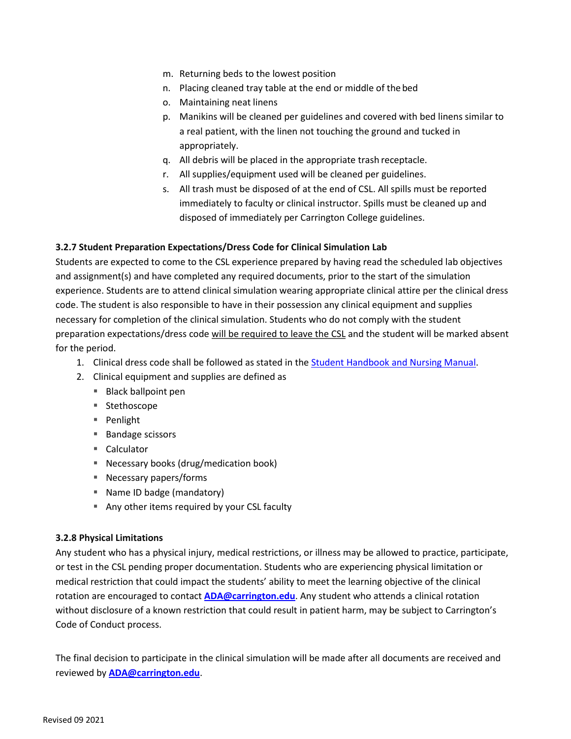m. Returning beds to the lowest position
n. Placing cleaned tray table at the end or middle of the bed
o. Maintaining neat linens
p. Manikins will be cleaned per guidelines and covered with bed linens similar to a real patient, with the linen not touching the ground and tucked in appropriately.
q. All debris will be placed in the appropriate trash receptacle.
r. All supplies/equipment used will be cleaned per guidelines.
s. All trash must be disposed of at the end of CSL. All spills must be reported immediately to faculty or clinical instructor. Spills must be cleaned up and disposed of immediately per Carrington College guidelines.

### 3.2.7 Student Preparation Expectations/Dress Code for Clinical Simulation Lab

Students are expected to come to the CSL experience prepared by having read the scheduled lab objectives and assignment(s) and have completed any required documents, prior to the start of the simulation experience. Students are to attend clinical simulation wearing appropriate clinical attire per the clinical dress code. The student is also responsible to have in their possession any clinical equipment and supplies necessary for completion of the clinical simulation. Students who do not comply with the student preparation expectations/dress code will be required to leave the CSL and the student will be marked absent for the period.

1. Clinical dress code shall be followed as stated in the Student Handbook and Nursing Manual.
2. Clinical equipment and supplies are defined as
   - Black ballpoint pen
   - Stethoscope
   - Penlight
   - Bandage scissors
   - Calculator
   - Necessary books (drug/medication book)
   - Necessary papers/forms
   - Name ID badge (mandatory)
   - Any other items required by your CSL faculty

### 3.2.8 Physical Limitations

Any student who has a physical injury, medical restrictions, or illness may be allowed to practice, participate, or test in the CSL pending proper documentation. Students who are experiencing physical limitation or medical restriction that could impact the students' ability to meet the learning objective of the clinical rotation are encouraged to contact **ADA@carrington.edu**. Any student who attends a clinical rotation without disclosure of a known restriction that could result in patient harm, may be subject to Carrington's Code of Conduct process.

The final decision to participate in the clinical simulation will be made after all documents are received and reviewed by **ADA@carrington.edu**.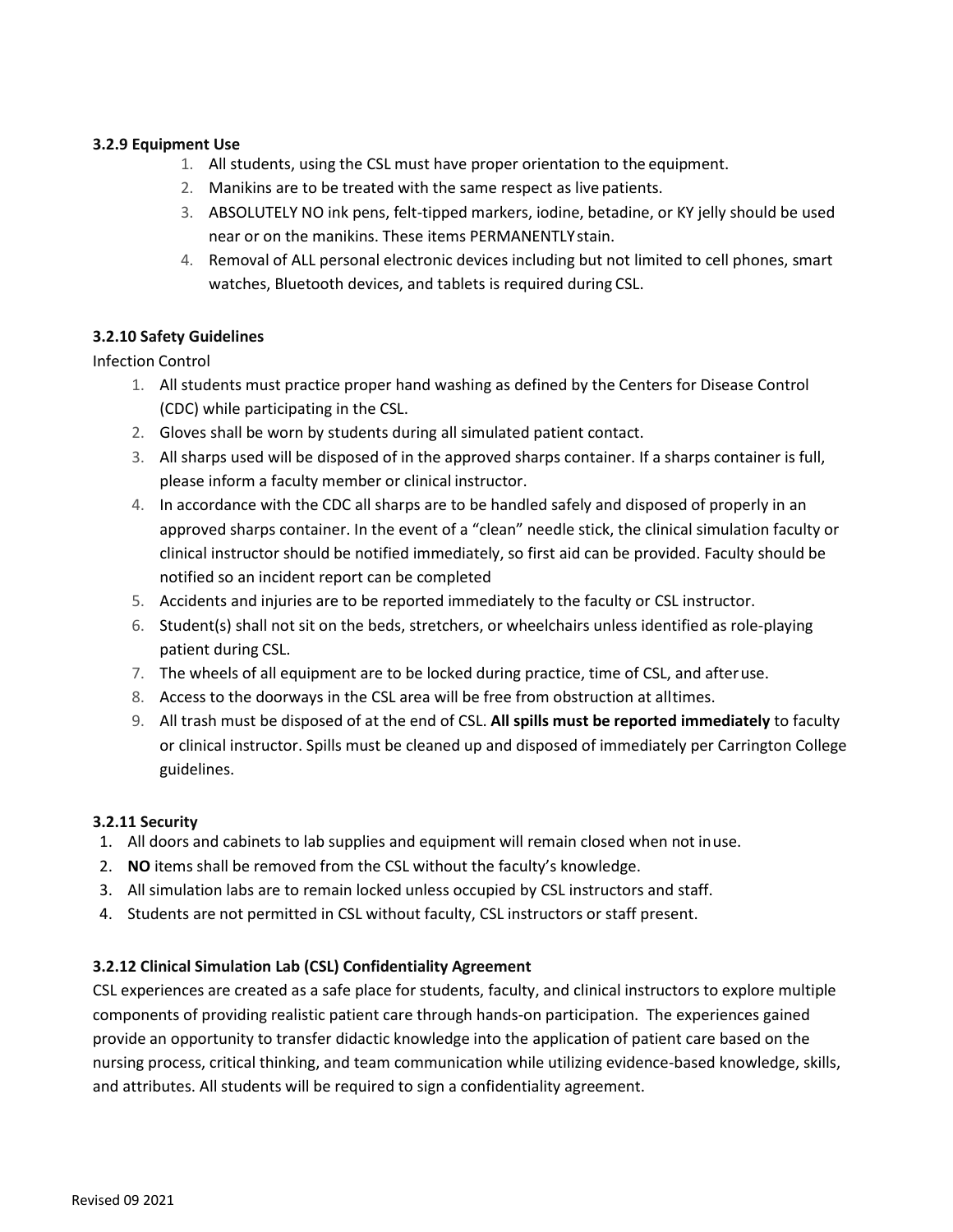### 3.2.9 Equipment Use

1. All students, using the CSL must have proper orientation to the equipment.
2. Manikins are to be treated with the same respect as live patients.
3. ABSOLUTELY NO ink pens, felt-tipped markers, iodine, betadine, or KY jelly should be used near or on the manikins. These items PERMANENTLY stain.
4. Removal of ALL personal electronic devices including but not limited to cell phones, smart watches, Bluetooth devices, and tablets is required during CSL.

### 3.2.10 Safety Guidelines

Infection Control

1. All students must practice proper hand washing as defined by the Centers for Disease Control (CDC) while participating in the CSL.
2. Gloves shall be worn by students during all simulated patient contact.
3. All sharps used will be disposed of in the approved sharps container. If a sharps container is full, please inform a faculty member or clinical instructor.
4. In accordance with the CDC all sharps are to be handled safely and disposed of properly in an approved sharps container. In the event of a "clean" needle stick, the clinical simulation faculty or clinical instructor should be notified immediately, so first aid can be provided. Faculty should be notified so an incident report can be completed
5. Accidents and injuries are to be reported immediately to the faculty or CSL instructor.
6. Student(s) shall not sit on the beds, stretchers, or wheelchairs unless identified as role-playing patient during CSL.
7. The wheels of all equipment are to be locked during practice, time of CSL, and after use.
8. Access to the doorways in the CSL area will be free from obstruction at all times.
9. All trash must be disposed of at the end of CSL. **All spills must be reported immediately** to faculty or clinical instructor. Spills must be cleaned up and disposed of immediately per Carrington College guidelines.

### 3.2.11 Security

1. All doors and cabinets to lab supplies and equipment will remain closed when not in use.
2. **NO** items shall be removed from the CSL without the faculty's knowledge.
3. All simulation labs are to remain locked unless occupied by CSL instructors and staff.
4. Students are not permitted in CSL without faculty, CSL instructors or staff present.

### 3.2.12 Clinical Simulation Lab (CSL) Confidentiality Agreement

CSL experiences are created as a safe place for students, faculty, and clinical instructors to explore multiple components of providing realistic patient care through hands-on participation. The experiences gained provide an opportunity to transfer didactic knowledge into the application of patient care based on the nursing process, critical thinking, and team communication while utilizing evidence-based knowledge, skills, and attributes. All students will be required to sign a confidentiality agreement.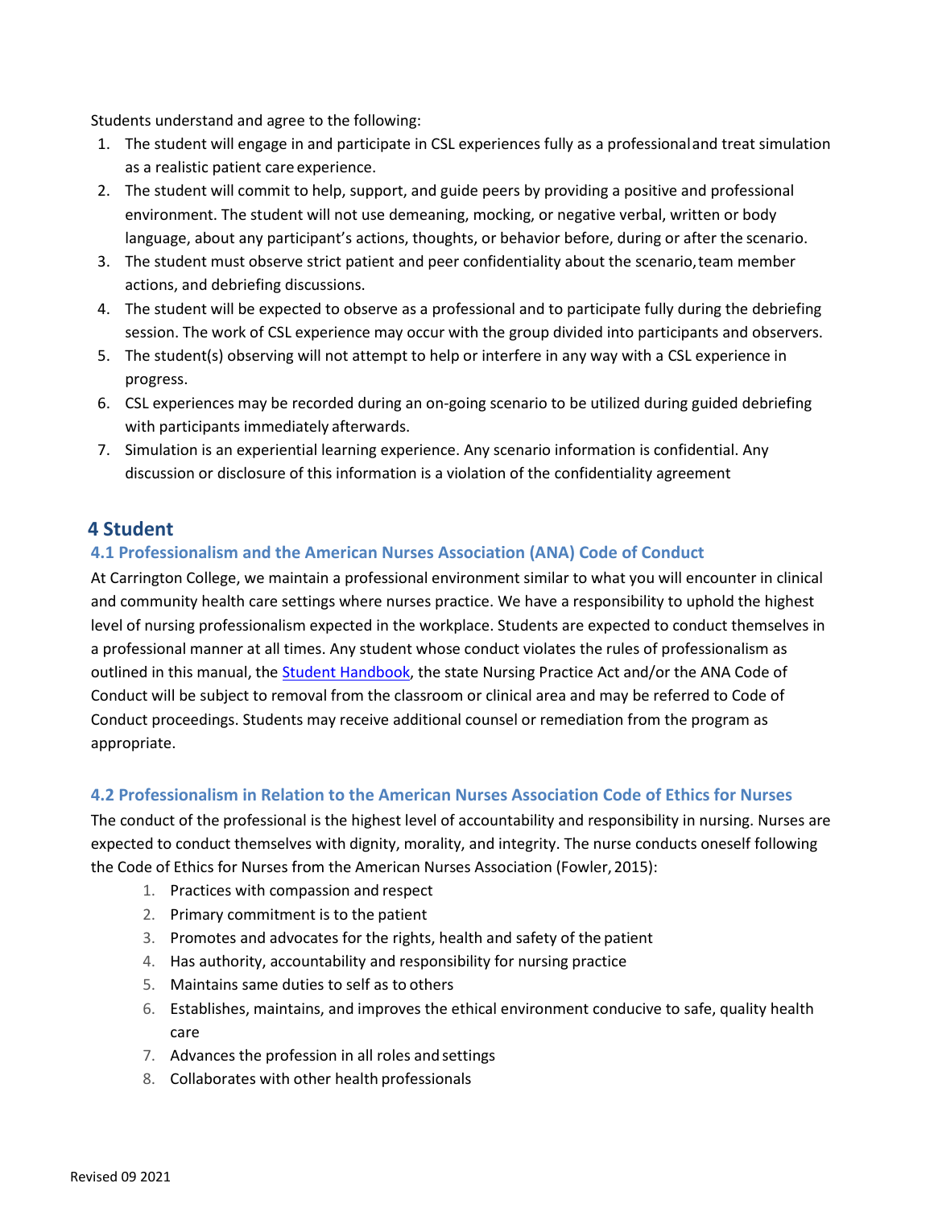Students understand and agree to the following:

1. The student will engage in and participate in CSL experiences fully as a professional and treat simulation as a realistic patient care experience.
2. The student will commit to help, support, and guide peers by providing a positive and professional environment. The student will not use demeaning, mocking, or negative verbal, written or body language, about any participant's actions, thoughts, or behavior before, during or after the scenario.
3. The student must observe strict patient and peer confidentiality about the scenario, team member actions, and debriefing discussions.
4. The student will be expected to observe as a professional and to participate fully during the debriefing session. The work of CSL experience may occur with the group divided into participants and observers.
5. The student(s) observing will not attempt to help or interfere in any way with a CSL experience in progress.
6. CSL experiences may be recorded during an on-going scenario to be utilized during guided debriefing with participants immediately afterwards.
7. Simulation is an experiential learning experience. Any scenario information is confidential. Any discussion or disclosure of this information is a violation of the confidentiality agreement

# 4 Student

## 4.1 Professionalism and the American Nurses Association (ANA) Code of Conduct

At Carrington College, we maintain a professional environment similar to what you will encounter in clinical and community health care settings where nurses practice. We have a responsibility to uphold the highest level of nursing professionalism expected in the workplace. Students are expected to conduct themselves in a professional manner at all times. Any student whose conduct violates the rules of professionalism as outlined in this manual, the Student Handbook, the state Nursing Practice Act and/or the ANA Code of Conduct will be subject to removal from the classroom or clinical area and may be referred to Code of Conduct proceedings. Students may receive additional counsel or remediation from the program as appropriate.

## 4.2 Professionalism in Relation to the American Nurses Association Code of Ethics for Nurses

The conduct of the professional is the highest level of accountability and responsibility in nursing. Nurses are expected to conduct themselves with dignity, morality, and integrity. The nurse conducts oneself following the Code of Ethics for Nurses from the American Nurses Association (Fowler, 2015):

1. Practices with compassion and respect
2. Primary commitment is to the patient
3. Promotes and advocates for the rights, health and safety of the patient
4. Has authority, accountability and responsibility for nursing practice
5. Maintains same duties to self as to others
6. Establishes, maintains, and improves the ethical environment conducive to safe, quality health care
7. Advances the profession in all roles and settings
8. Collaborates with other health professionals

Revised 09 2021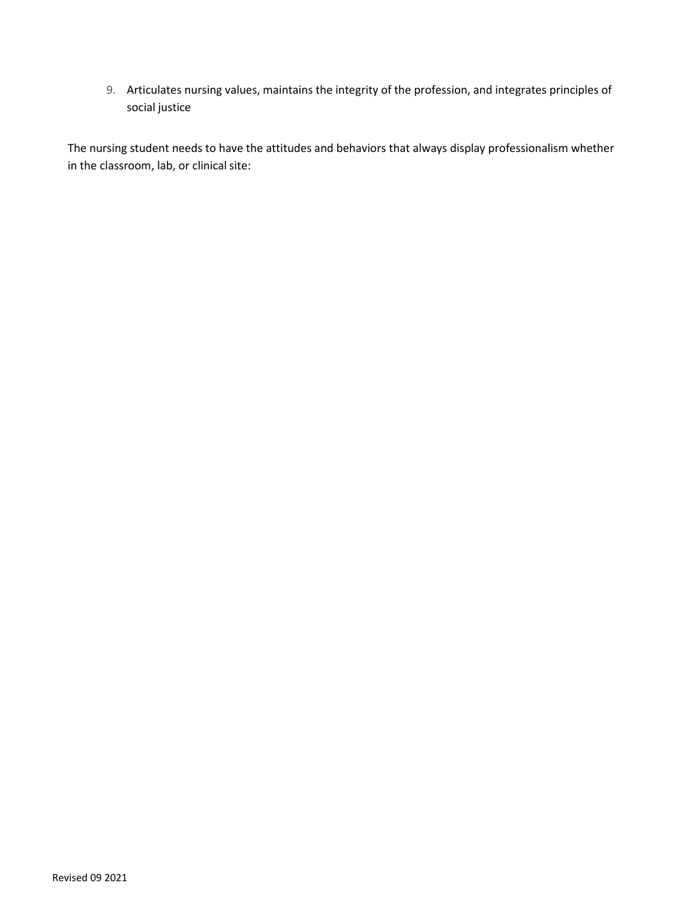9. Articulates nursing values, maintains the integrity of the profession, and integrates principles of social justice

The nursing student needs to have the attitudes and behaviors that always display professionalism whether in the classroom, lab, or clinical site: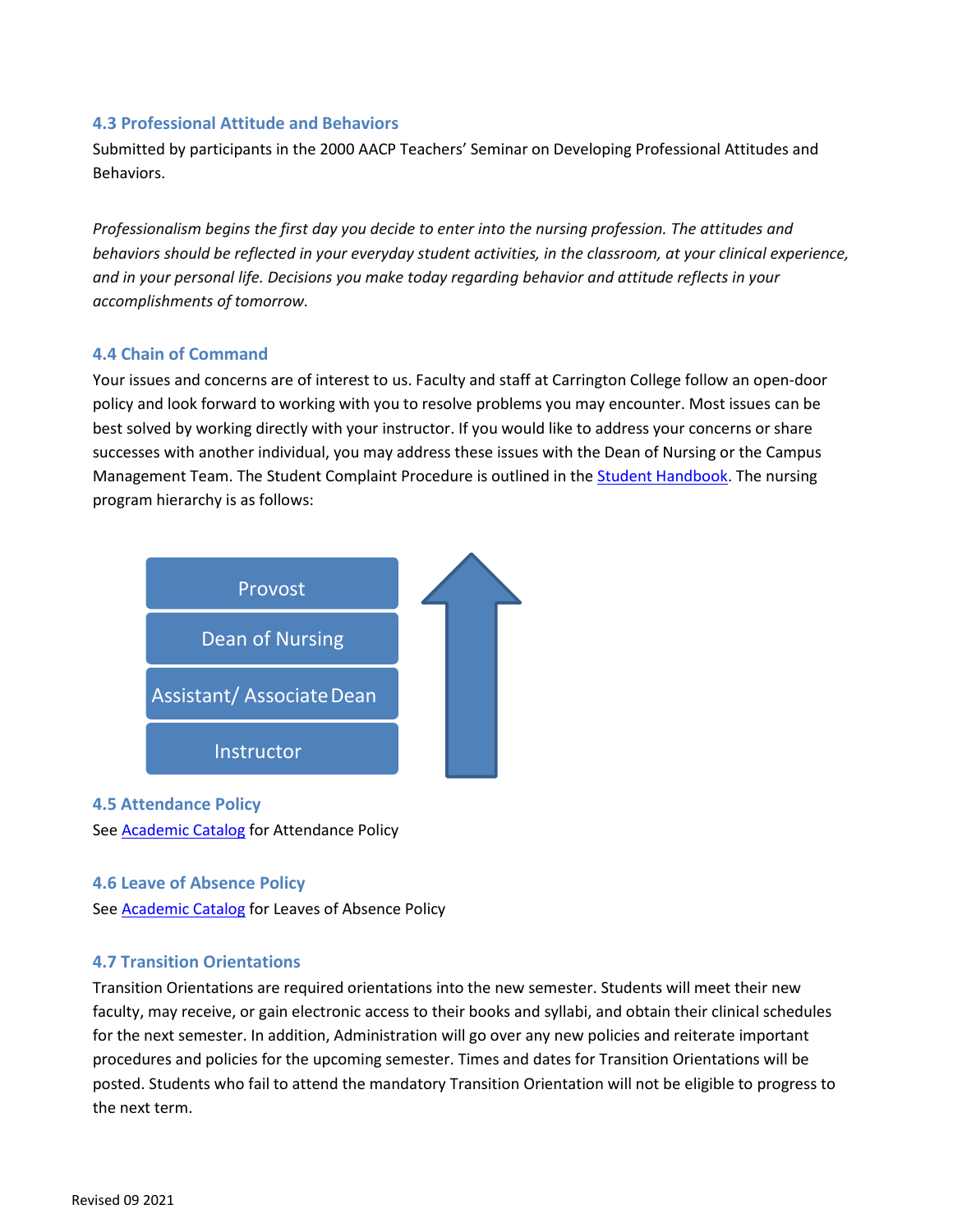### 4.3 Professional Attitude and Behaviors

Submitted by participants in the 2000 AACP Teachers' Seminar on Developing Professional Attitudes and Behaviors.

*Professionalism begins the first day you decide to enter into the nursing profession. The attitudes and behaviors should be reflected in your everyday student activities, in the classroom, at your clinical experience, and in your personal life. Decisions you make today regarding behavior and attitude reflects in your accomplishments of tomorrow.*

### 4.4 Chain of Command

Your issues and concerns are of interest to us. Faculty and staff at Carrington College follow an open-door policy and look forward to working with you to resolve problems you may encounter. Most issues can be best solved by working directly with your instructor. If you would like to address your concerns or share successes with another individual, you may address these issues with the Dean of Nursing or the Campus Management Team. The Student Complaint Procedure is outlined in the Student Handbook. The nursing program hierarchy is as follows:

- Provost
- Dean of Nursing
- Assistant/ Associate Dean
- Instructor

### 4.5 Attendance Policy

See Academic Catalog for Attendance Policy

### 4.6 Leave of Absence Policy

See Academic Catalog for Leaves of Absence Policy

### 4.7 Transition Orientations

Transition Orientations are required orientations into the new semester. Students will meet their new faculty, may receive, or gain electronic access to their books and syllabi, and obtain their clinical schedules for the next semester. In addition, Administration will go over any new policies and reiterate important procedures and policies for the upcoming semester. Times and dates for Transition Orientations will be posted. Students who fail to attend the mandatory Transition Orientation will not be eligible to progress to the next term.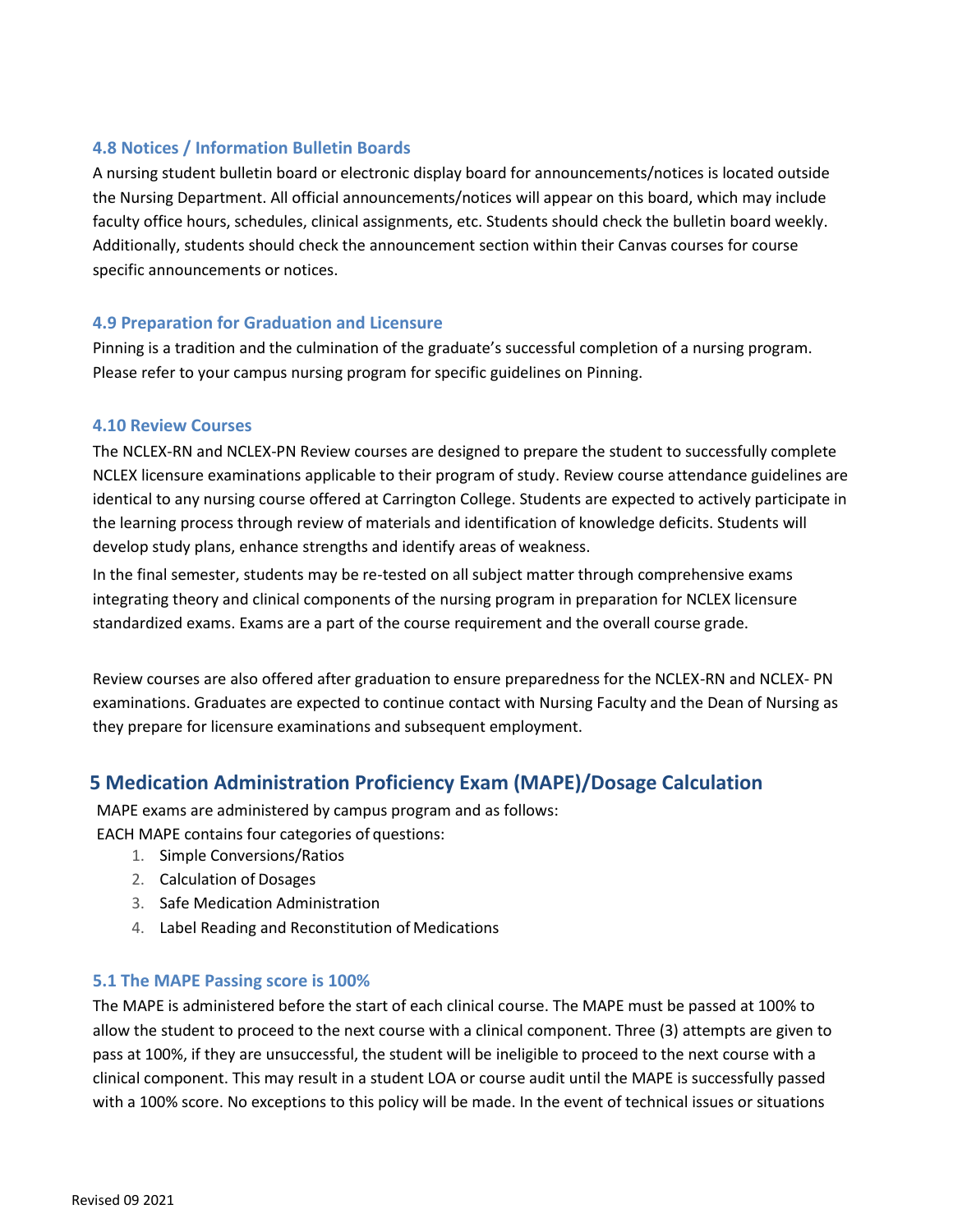### 4.8 Notices / Information Bulletin Boards

A nursing student bulletin board or electronic display board for announcements/notices is located outside the Nursing Department. All official announcements/notices will appear on this board, which may include faculty office hours, schedules, clinical assignments, etc. Students should check the bulletin board weekly. Additionally, students should check the announcement section within their Canvas courses for course specific announcements or notices.

### 4.9 Preparation for Graduation and Licensure

Pinning is a tradition and the culmination of the graduate's successful completion of a nursing program. Please refer to your campus nursing program for specific guidelines on Pinning.

### 4.10 Review Courses

The NCLEX-RN and NCLEX-PN Review courses are designed to prepare the student to successfully complete NCLEX licensure examinations applicable to their program of study. Review course attendance guidelines are identical to any nursing course offered at Carrington College. Students are expected to actively participate in the learning process through review of materials and identification of knowledge deficits. Students will develop study plans, enhance strengths and identify areas of weakness.

In the final semester, students may be re-tested on all subject matter through comprehensive exams integrating theory and clinical components of the nursing program in preparation for NCLEX licensure standardized exams. Exams are a part of the course requirement and the overall course grade.

Review courses are also offered after graduation to ensure preparedness for the NCLEX-RN and NCLEX- PN examinations. Graduates are expected to continue contact with Nursing Faculty and the Dean of Nursing as they prepare for licensure examinations and subsequent employment.

## 5 Medication Administration Proficiency Exam (MAPE)/Dosage Calculation

MAPE exams are administered by campus program and as follows:
EACH MAPE contains four categories of questions:

1. Simple Conversions/Ratios
2. Calculation of Dosages
3. Safe Medication Administration
4. Label Reading and Reconstitution of Medications

### 5.1 The MAPE Passing score is 100%

The MAPE is administered before the start of each clinical course. The MAPE must be passed at 100% to allow the student to proceed to the next course with a clinical component. Three (3) attempts are given to pass at 100%, if they are unsuccessful, the student will be ineligible to proceed to the next course with a clinical component. This may result in a student LOA or course audit until the MAPE is successfully passed with a 100% score. No exceptions to this policy will be made. In the event of technical issues or situations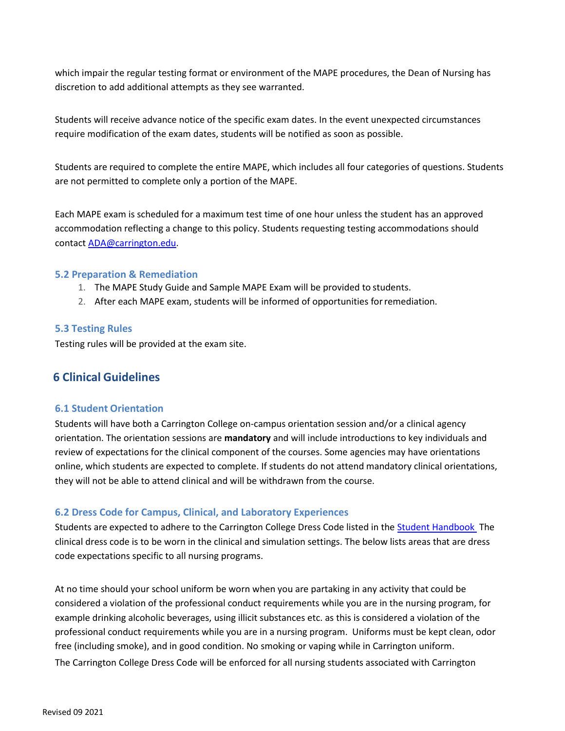which impair the regular testing format or environment of the MAPE procedures, the Dean of Nursing has discretion to add additional attempts as they see warranted.

Students will receive advance notice of the specific exam dates. In the event unexpected circumstances require modification of the exam dates, students will be notified as soon as possible.

Students are required to complete the entire MAPE, which includes all four categories of questions. Students are not permitted to complete only a portion of the MAPE.

Each MAPE exam is scheduled for a maximum test time of one hour unless the student has an approved accommodation reflecting a change to this policy. Students requesting testing accommodations should contact ADA@carrington.edu.

### 5.2 Preparation & Remediation

1. The MAPE Study Guide and Sample MAPE Exam will be provided to students.
2. After each MAPE exam, students will be informed of opportunities for remediation.

### 5.3 Testing Rules

Testing rules will be provided at the exam site.

## 6 Clinical Guidelines

### 6.1 Student Orientation

Students will have both a Carrington College on-campus orientation session and/or a clinical agency orientation. The orientation sessions are **mandatory** and will include introductions to key individuals and review of expectations for the clinical component of the courses. Some agencies may have orientations online, which students are expected to complete. If students do not attend mandatory clinical orientations, they will not be able to attend clinical and will be withdrawn from the course.

### 6.2 Dress Code for Campus, Clinical, and Laboratory Experiences

Students are expected to adhere to the Carrington College Dress Code listed in the Student Handbook The clinical dress code is to be worn in the clinical and simulation settings. The below lists areas that are dress code expectations specific to all nursing programs.

At no time should your school uniform be worn when you are partaking in any activity that could be considered a violation of the professional conduct requirements while you are in the nursing program, for example drinking alcoholic beverages, using illicit substances etc. as this is considered a violation of the professional conduct requirements while you are in a nursing program. Uniforms must be kept clean, odor free (including smoke), and in good condition. No smoking or vaping while in Carrington uniform.

The Carrington College Dress Code will be enforced for all nursing students associated with Carrington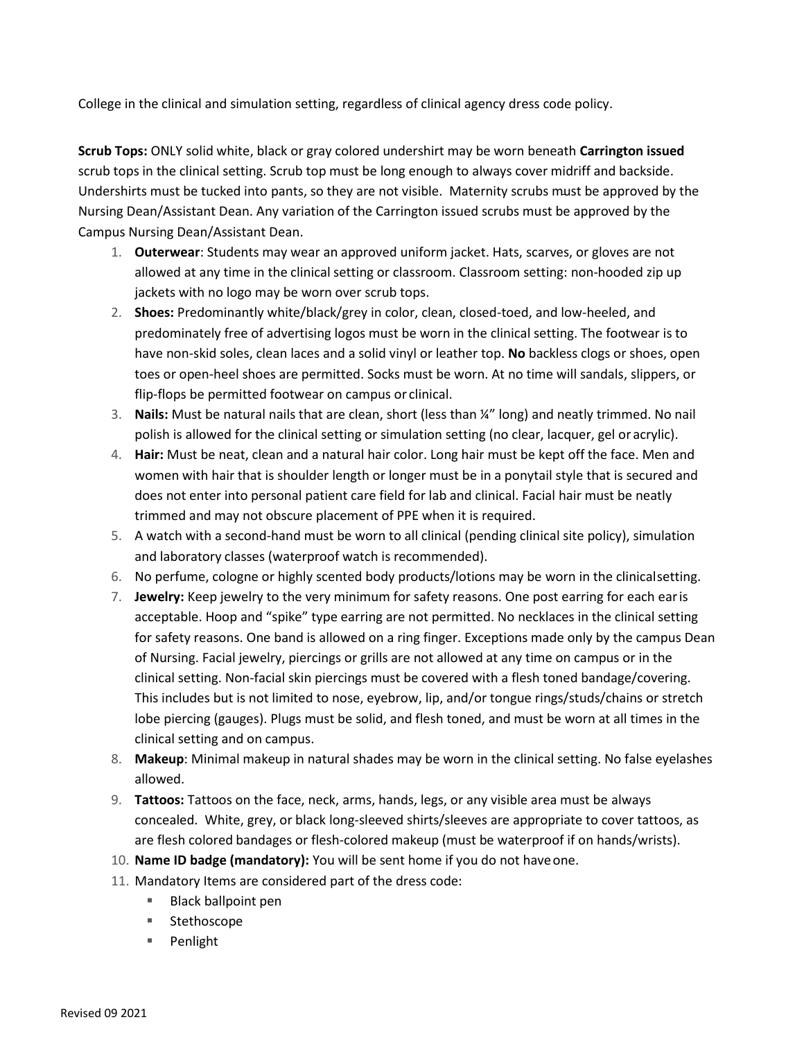College in the clinical and simulation setting, regardless of clinical agency dress code policy.

**Scrub Tops:** ONLY solid white, black or gray colored undershirt may be worn beneath **Carrington issued** scrub tops in the clinical setting. Scrub top must be long enough to always cover midriff and backside. Undershirts must be tucked into pants, so they are not visible. Maternity scrubs must be approved by the Nursing Dean/Assistant Dean. Any variation of the Carrington issued scrubs must be approved by the Campus Nursing Dean/Assistant Dean.

1. **Outerwear**: Students may wear an approved uniform jacket. Hats, scarves, or gloves are not allowed at any time in the clinical setting or classroom. Classroom setting: non-hooded zip up jackets with no logo may be worn over scrub tops.
2. **Shoes:** Predominantly white/black/grey in color, clean, closed-toed, and low-heeled, and predominately free of advertising logos must be worn in the clinical setting. The footwear is to have non-skid soles, clean laces and a solid vinyl or leather top. **No** backless clogs or shoes, open toes or open-heel shoes are permitted. Socks must be worn. At no time will sandals, slippers, or flip-flops be permitted footwear on campus or clinical.
3. **Nails:** Must be natural nails that are clean, short (less than ¼" long) and neatly trimmed. No nail polish is allowed for the clinical setting or simulation setting (no clear, lacquer, gel or acrylic).
4. **Hair:** Must be neat, clean and a natural hair color. Long hair must be kept off the face. Men and women with hair that is shoulder length or longer must be in a ponytail style that is secured and does not enter into personal patient care field for lab and clinical. Facial hair must be neatly trimmed and may not obscure placement of PPE when it is required.
5. A watch with a second-hand must be worn to all clinical (pending clinical site policy), simulation and laboratory classes (waterproof watch is recommended).
6. No perfume, cologne or highly scented body products/lotions may be worn in the clinical setting.
7. **Jewelry:** Keep jewelry to the very minimum for safety reasons. One post earring for each ear is acceptable. Hoop and "spike" type earring are not permitted. No necklaces in the clinical setting for safety reasons. One band is allowed on a ring finger. Exceptions made only by the campus Dean of Nursing. Facial jewelry, piercings or grills are not allowed at any time on campus or in the clinical setting. Non-facial skin piercings must be covered with a flesh toned bandage/covering. This includes but is not limited to nose, eyebrow, lip, and/or tongue rings/studs/chains or stretch lobe piercing (gauges). Plugs must be solid, and flesh toned, and must be worn at all times in the clinical setting and on campus.
8. **Makeup**: Minimal makeup in natural shades may be worn in the clinical setting. No false eyelashes allowed.
9. **Tattoos:** Tattoos on the face, neck, arms, hands, legs, or any visible area must be always concealed. White, grey, or black long-sleeved shirts/sleeves are appropriate to cover tattoos, as are flesh colored bandages or flesh-colored makeup (must be waterproof if on hands/wrists).
10. **Name ID badge (mandatory):** You will be sent home if you do not have one.
11. Mandatory Items are considered part of the dress code:
    - Black ballpoint pen
    - Stethoscope
    - Penlight

Revised 09 2021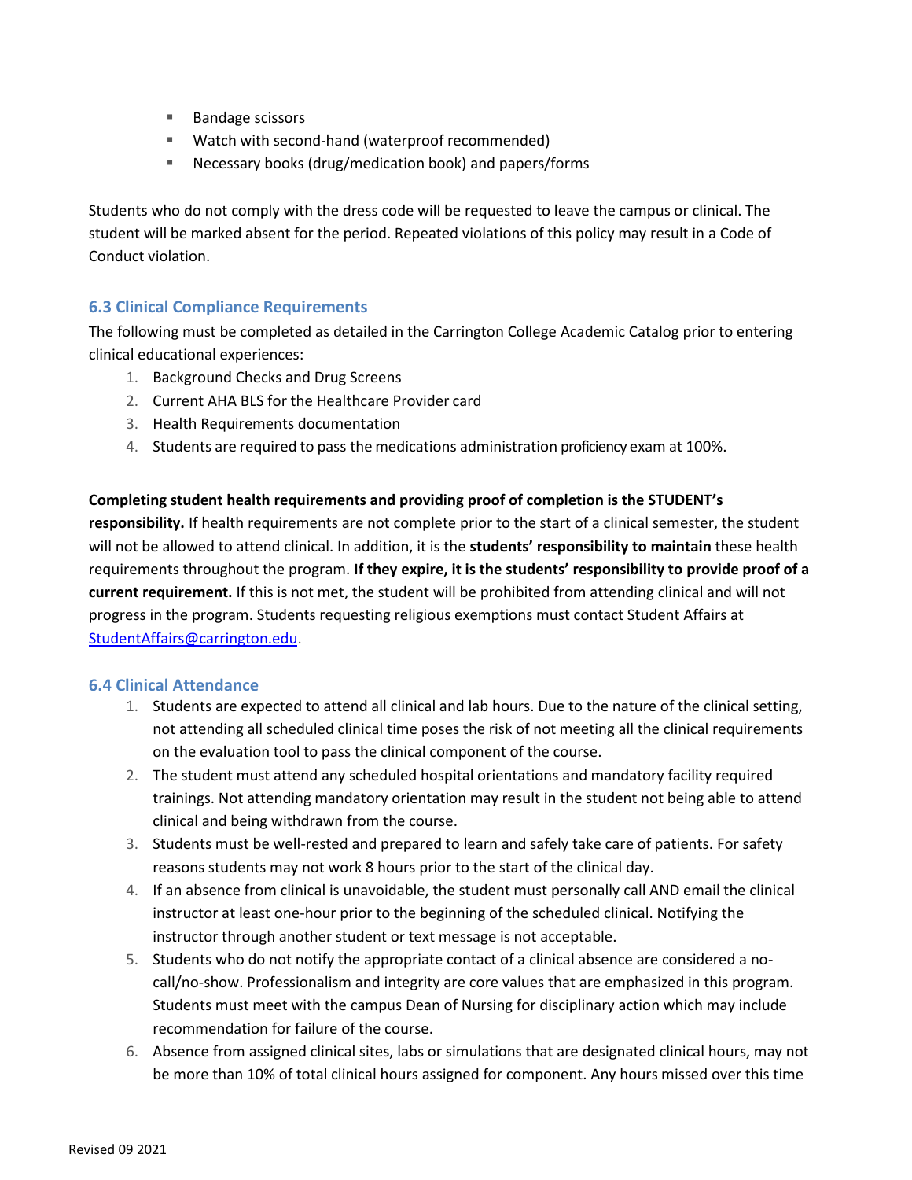- Bandage scissors
- Watch with second-hand (waterproof recommended)
- Necessary books (drug/medication book) and papers/forms

Students who do not comply with the dress code will be requested to leave the campus or clinical. The student will be marked absent for the period. Repeated violations of this policy may result in a Code of Conduct violation.

### 6.3 Clinical Compliance Requirements

The following must be completed as detailed in the Carrington College Academic Catalog prior to entering clinical educational experiences:

1. Background Checks and Drug Screens
2. Current AHA BLS for the Healthcare Provider card
3. Health Requirements documentation
4. Students are required to pass the medications administration proficiency exam at 100%.

**Completing student health requirements and providing proof of completion is the STUDENT's responsibility.** If health requirements are not complete prior to the start of a clinical semester, the student will not be allowed to attend clinical. In addition, it is the **students' responsibility to maintain** these health requirements throughout the program. **If they expire, it is the students' responsibility to provide proof of a current requirement.** If this is not met, the student will be prohibited from attending clinical and will not progress in the program. Students requesting religious exemptions must contact Student Affairs at StudentAffairs@carrington.edu.

### 6.4 Clinical Attendance

1. Students are expected to attend all clinical and lab hours. Due to the nature of the clinical setting, not attending all scheduled clinical time poses the risk of not meeting all the clinical requirements on the evaluation tool to pass the clinical component of the course.
2. The student must attend any scheduled hospital orientations and mandatory facility required trainings. Not attending mandatory orientation may result in the student not being able to attend clinical and being withdrawn from the course.
3. Students must be well-rested and prepared to learn and safely take care of patients. For safety reasons students may not work 8 hours prior to the start of the clinical day.
4. If an absence from clinical is unavoidable, the student must personally call AND email the clinical instructor at least one-hour prior to the beginning of the scheduled clinical. Notifying the instructor through another student or text message is not acceptable.
5. Students who do not notify the appropriate contact of a clinical absence are considered a no-call/no-show. Professionalism and integrity are core values that are emphasized in this program. Students must meet with the campus Dean of Nursing for disciplinary action which may include recommendation for failure of the course.
6. Absence from assigned clinical sites, labs or simulations that are designated clinical hours, may not be more than 10% of total clinical hours assigned for component. Any hours missed over this time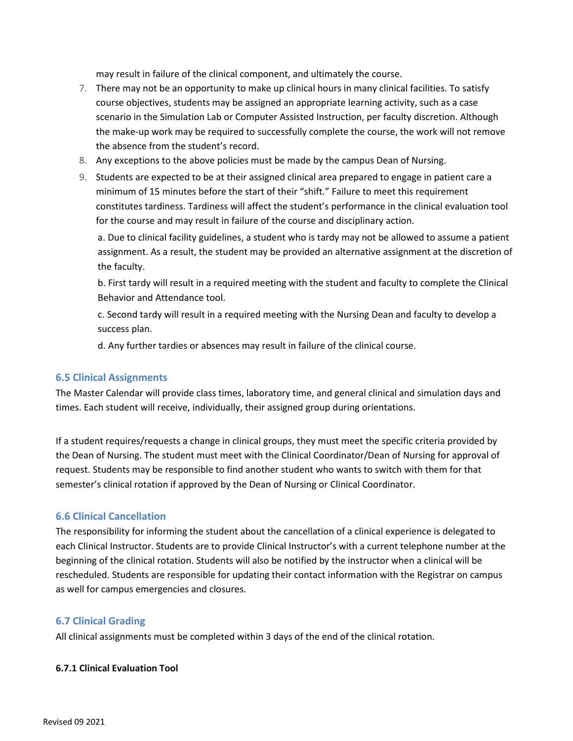may result in failure of the clinical component, and ultimately the course.

7. There may not be an opportunity to make up clinical hours in many clinical facilities. To satisfy course objectives, students may be assigned an appropriate learning activity, such as a case scenario in the Simulation Lab or Computer Assisted Instruction, per faculty discretion. Although the make-up work may be required to successfully complete the course, the work will not remove the absence from the student's record.
8. Any exceptions to the above policies must be made by the campus Dean of Nursing.
9. Students are expected to be at their assigned clinical area prepared to engage in patient care a minimum of 15 minutes before the start of their "shift." Failure to meet this requirement constitutes tardiness. Tardiness will affect the student's performance in the clinical evaluation tool for the course and may result in failure of the course and disciplinary action.

   a. Due to clinical facility guidelines, a student who is tardy may not be allowed to assume a patient assignment. As a result, the student may be provided an alternative assignment at the discretion of the faculty.

   b. First tardy will result in a required meeting with the student and faculty to complete the Clinical Behavior and Attendance tool.

   c. Second tardy will result in a required meeting with the Nursing Dean and faculty to develop a success plan.

   d. Any further tardies or absences may result in failure of the clinical course.

### 6.5 Clinical Assignments

The Master Calendar will provide class times, laboratory time, and general clinical and simulation days and times. Each student will receive, individually, their assigned group during orientations.

If a student requires/requests a change in clinical groups, they must meet the specific criteria provided by the Dean of Nursing. The student must meet with the Clinical Coordinator/Dean of Nursing for approval of request. Students may be responsible to find another student who wants to switch with them for that semester's clinical rotation if approved by the Dean of Nursing or Clinical Coordinator.

### 6.6 Clinical Cancellation

The responsibility for informing the student about the cancellation of a clinical experience is delegated to each Clinical Instructor. Students are to provide Clinical Instructor's with a current telephone number at the beginning of the clinical rotation. Students will also be notified by the instructor when a clinical will be rescheduled. Students are responsible for updating their contact information with the Registrar on campus as well for campus emergencies and closures.

### 6.7 Clinical Grading

All clinical assignments must be completed within 3 days of the end of the clinical rotation.

#### 6.7.1 Clinical Evaluation Tool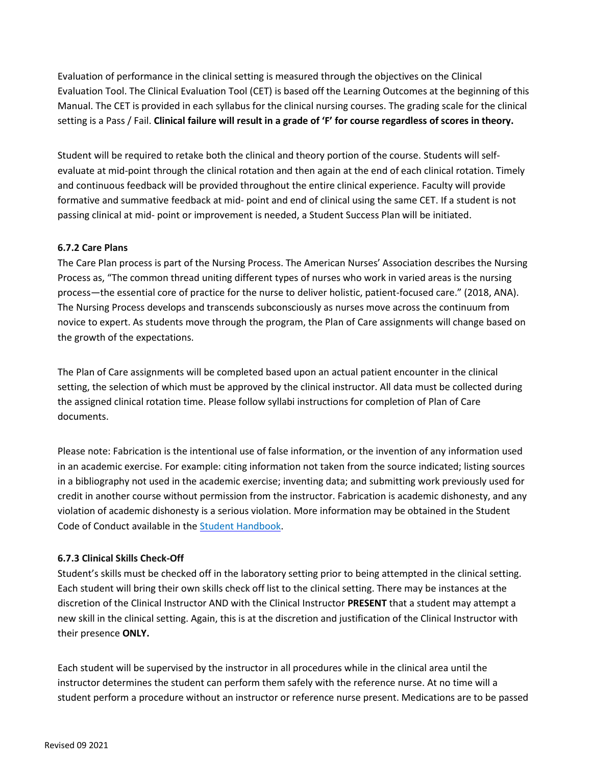Evaluation of performance in the clinical setting is measured through the objectives on the Clinical Evaluation Tool. The Clinical Evaluation Tool (CET) is based off the Learning Outcomes at the beginning of this Manual. The CET is provided in each syllabus for the clinical nursing courses. The grading scale for the clinical setting is a Pass / Fail. **Clinical failure will result in a grade of 'F' for course regardless of scores in theory.**

Student will be required to retake both the clinical and theory portion of the course. Students will self-evaluate at mid-point through the clinical rotation and then again at the end of each clinical rotation. Timely and continuous feedback will be provided throughout the entire clinical experience. Faculty will provide formative and summative feedback at mid- point and end of clinical using the same CET. If a student is not passing clinical at mid- point or improvement is needed, a Student Success Plan will be initiated.

#### 6.7.2 Care Plans

The Care Plan process is part of the Nursing Process. The American Nurses' Association describes the Nursing Process as, "The common thread uniting different types of nurses who work in varied areas is the nursing process—the essential core of practice for the nurse to deliver holistic, patient-focused care." (2018, ANA). The Nursing Process develops and transcends subconsciously as nurses move across the continuum from novice to expert. As students move through the program, the Plan of Care assignments will change based on the growth of the expectations.

The Plan of Care assignments will be completed based upon an actual patient encounter in the clinical setting, the selection of which must be approved by the clinical instructor. All data must be collected during the assigned clinical rotation time. Please follow syllabi instructions for completion of Plan of Care documents.

Please note: Fabrication is the intentional use of false information, or the invention of any information used in an academic exercise. For example: citing information not taken from the source indicated; listing sources in a bibliography not used in the academic exercise; inventing data; and submitting work previously used for credit in another course without permission from the instructor. Fabrication is academic dishonesty, and any violation of academic dishonesty is a serious violation. More information may be obtained in the Student Code of Conduct available in the Student Handbook.

#### 6.7.3 Clinical Skills Check-Off

Student's skills must be checked off in the laboratory setting prior to being attempted in the clinical setting. Each student will bring their own skills check off list to the clinical setting. There may be instances at the discretion of the Clinical Instructor AND with the Clinical Instructor **PRESENT** that a student may attempt a new skill in the clinical setting. Again, this is at the discretion and justification of the Clinical Instructor with their presence **ONLY.**

Each student will be supervised by the instructor in all procedures while in the clinical area until the instructor determines the student can perform them safely with the reference nurse. At no time will a student perform a procedure without an instructor or reference nurse present. Medications are to be passed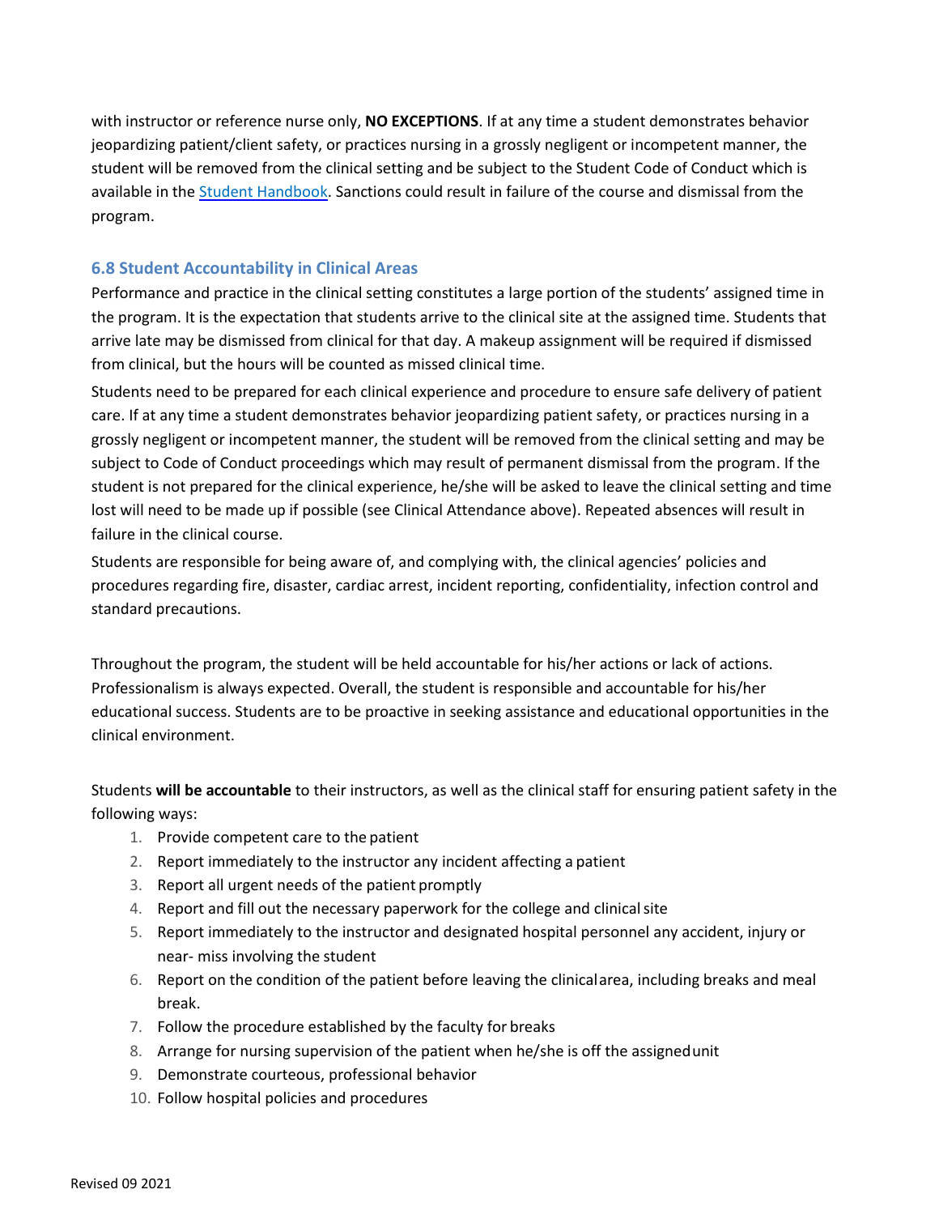with instructor or reference nurse only, **NO EXCEPTIONS**. If at any time a student demonstrates behavior jeopardizing patient/client safety, or practices nursing in a grossly negligent or incompetent manner, the student will be removed from the clinical setting and be subject to the Student Code of Conduct which is available in the Student Handbook. Sanctions could result in failure of the course and dismissal from the program.

### 6.8 Student Accountability in Clinical Areas

Performance and practice in the clinical setting constitutes a large portion of the students' assigned time in the program. It is the expectation that students arrive to the clinical site at the assigned time. Students that arrive late may be dismissed from clinical for that day. A makeup assignment will be required if dismissed from clinical, but the hours will be counted as missed clinical time.

Students need to be prepared for each clinical experience and procedure to ensure safe delivery of patient care. If at any time a student demonstrates behavior jeopardizing patient safety, or practices nursing in a grossly negligent or incompetent manner, the student will be removed from the clinical setting and may be subject to Code of Conduct proceedings which may result of permanent dismissal from the program. If the student is not prepared for the clinical experience, he/she will be asked to leave the clinical setting and time lost will need to be made up if possible (see Clinical Attendance above). Repeated absences will result in failure in the clinical course.

Students are responsible for being aware of, and complying with, the clinical agencies' policies and procedures regarding fire, disaster, cardiac arrest, incident reporting, confidentiality, infection control and standard precautions.

Throughout the program, the student will be held accountable for his/her actions or lack of actions. Professionalism is always expected. Overall, the student is responsible and accountable for his/her educational success. Students are to be proactive in seeking assistance and educational opportunities in the clinical environment.

Students **will be accountable** to their instructors, as well as the clinical staff for ensuring patient safety in the following ways:

1. Provide competent care to the patient
2. Report immediately to the instructor any incident affecting a patient
3. Report all urgent needs of the patient promptly
4. Report and fill out the necessary paperwork for the college and clinical site
5. Report immediately to the instructor and designated hospital personnel any accident, injury or near- miss involving the student
6. Report on the condition of the patient before leaving the clinical area, including breaks and meal break.
7. Follow the procedure established by the faculty for breaks
8. Arrange for nursing supervision of the patient when he/she is off the assigned unit
9. Demonstrate courteous, professional behavior
10. Follow hospital policies and procedures

Revised 09 2021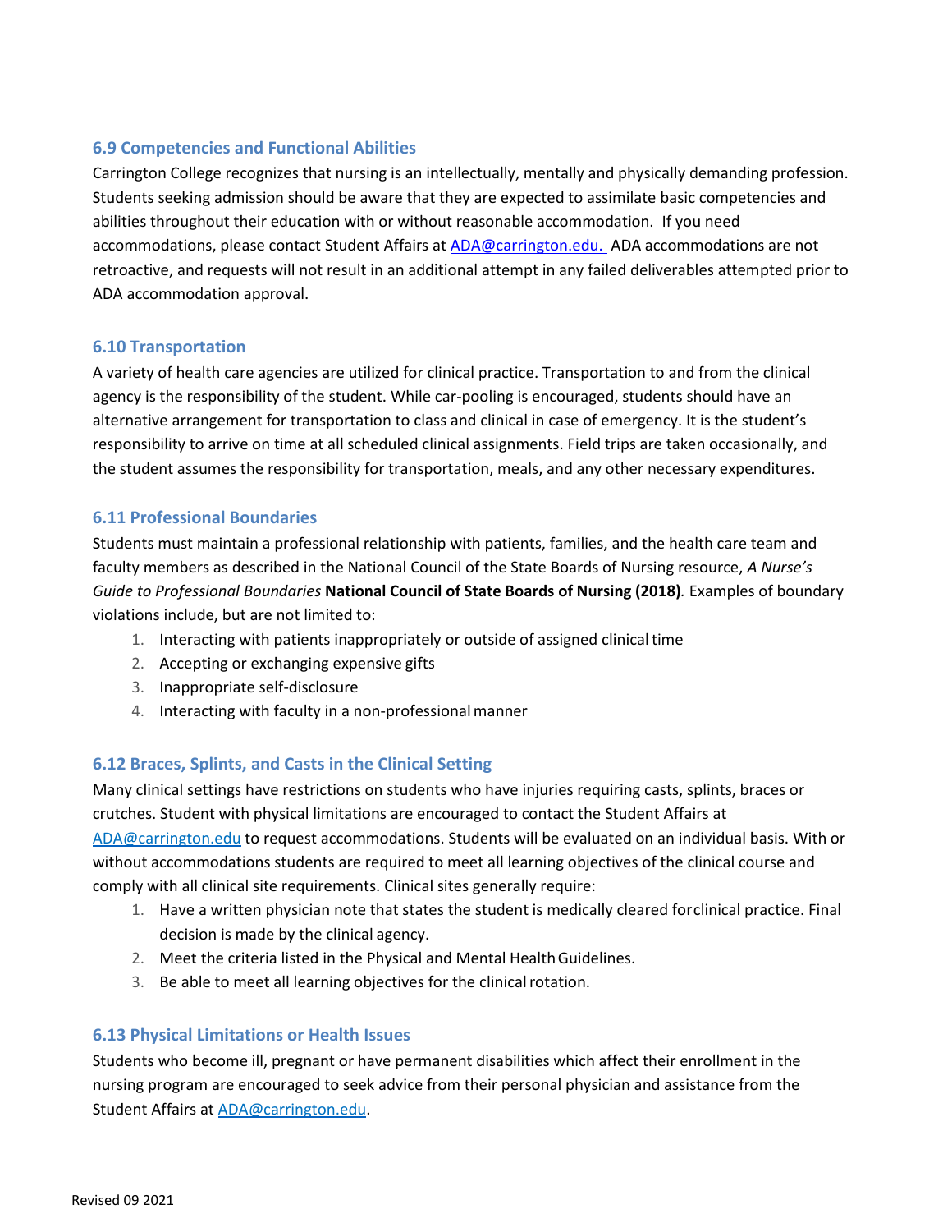### 6.9 Competencies and Functional Abilities

Carrington College recognizes that nursing is an intellectually, mentally and physically demanding profession. Students seeking admission should be aware that they are expected to assimilate basic competencies and abilities throughout their education with or without reasonable accommodation. If you need accommodations, please contact Student Affairs at ADA@carrington.edu. ADA accommodations are not retroactive, and requests will not result in an additional attempt in any failed deliverables attempted prior to ADA accommodation approval.

### 6.10 Transportation

A variety of health care agencies are utilized for clinical practice. Transportation to and from the clinical agency is the responsibility of the student. While car-pooling is encouraged, students should have an alternative arrangement for transportation to class and clinical in case of emergency. It is the student's responsibility to arrive on time at all scheduled clinical assignments. Field trips are taken occasionally, and the student assumes the responsibility for transportation, meals, and any other necessary expenditures.

### 6.11 Professional Boundaries

Students must maintain a professional relationship with patients, families, and the health care team and faculty members as described in the National Council of the State Boards of Nursing resource, *A Nurse's Guide to Professional Boundaries* **National Council of State Boards of Nursing (2018)**. Examples of boundary violations include, but are not limited to:

1. Interacting with patients inappropriately or outside of assigned clinical time
2. Accepting or exchanging expensive gifts
3. Inappropriate self-disclosure
4. Interacting with faculty in a non-professional manner

### 6.12 Braces, Splints, and Casts in the Clinical Setting

Many clinical settings have restrictions on students who have injuries requiring casts, splints, braces or crutches. Student with physical limitations are encouraged to contact the Student Affairs at ADA@carrington.edu to request accommodations. Students will be evaluated on an individual basis. With or without accommodations students are required to meet all learning objectives of the clinical course and comply with all clinical site requirements. Clinical sites generally require:

1. Have a written physician note that states the student is medically cleared for clinical practice. Final decision is made by the clinical agency.
2. Meet the criteria listed in the Physical and Mental Health Guidelines.
3. Be able to meet all learning objectives for the clinical rotation.

### 6.13 Physical Limitations or Health Issues

Students who become ill, pregnant or have permanent disabilities which affect their enrollment in the nursing program are encouraged to seek advice from their personal physician and assistance from the Student Affairs at ADA@carrington.edu.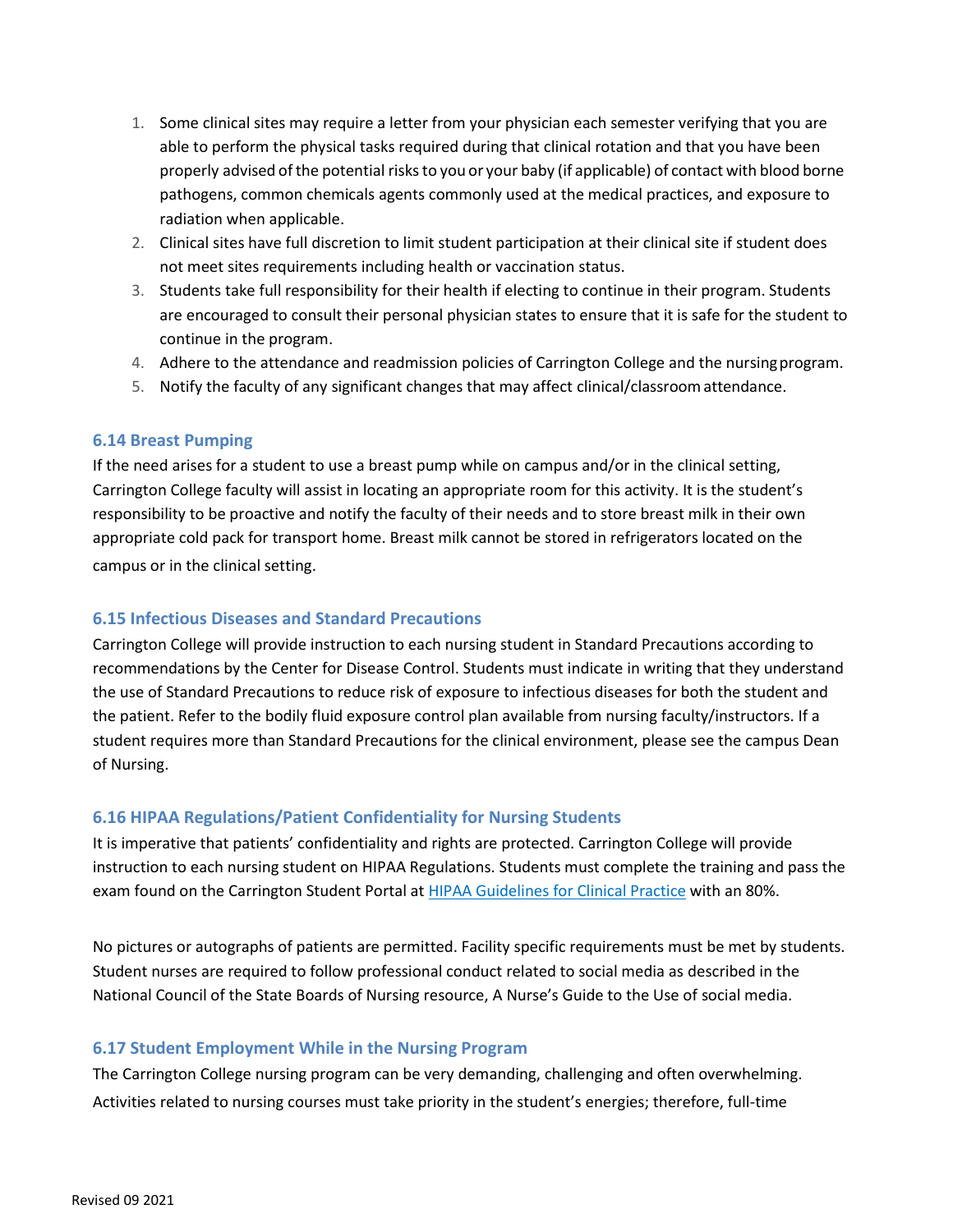1. Some clinical sites may require a letter from your physician each semester verifying that you are able to perform the physical tasks required during that clinical rotation and that you have been properly advised of the potential risks to you or your baby (if applicable) of contact with blood borne pathogens, common chemicals agents commonly used at the medical practices, and exposure to radiation when applicable.
2. Clinical sites have full discretion to limit student participation at their clinical site if student does not meet sites requirements including health or vaccination status.
3. Students take full responsibility for their health if electing to continue in their program. Students are encouraged to consult their personal physician states to ensure that it is safe for the student to continue in the program.
4. Adhere to the attendance and readmission policies of Carrington College and the nursing program.
5. Notify the faculty of any significant changes that may affect clinical/classroom attendance.

### 6.14 Breast Pumping

If the need arises for a student to use a breast pump while on campus and/or in the clinical setting, Carrington College faculty will assist in locating an appropriate room for this activity. It is the student's responsibility to be proactive and notify the faculty of their needs and to store breast milk in their own appropriate cold pack for transport home. Breast milk cannot be stored in refrigerators located on the campus or in the clinical setting.

### 6.15 Infectious Diseases and Standard Precautions

Carrington College will provide instruction to each nursing student in Standard Precautions according to recommendations by the Center for Disease Control. Students must indicate in writing that they understand the use of Standard Precautions to reduce risk of exposure to infectious diseases for both the student and the patient. Refer to the bodily fluid exposure control plan available from nursing faculty/instructors. If a student requires more than Standard Precautions for the clinical environment, please see the campus Dean of Nursing.

### 6.16 HIPAA Regulations/Patient Confidentiality for Nursing Students

It is imperative that patients' confidentiality and rights are protected. Carrington College will provide instruction to each nursing student on HIPAA Regulations. Students must complete the training and pass the exam found on the Carrington Student Portal at HIPAA Guidelines for Clinical Practice with an 80%.

No pictures or autographs of patients are permitted. Facility specific requirements must be met by students. Student nurses are required to follow professional conduct related to social media as described in the National Council of the State Boards of Nursing resource, A Nurse's Guide to the Use of social media.

### 6.17 Student Employment While in the Nursing Program

The Carrington College nursing program can be very demanding, challenging and often overwhelming. Activities related to nursing courses must take priority in the student's energies; therefore, full-time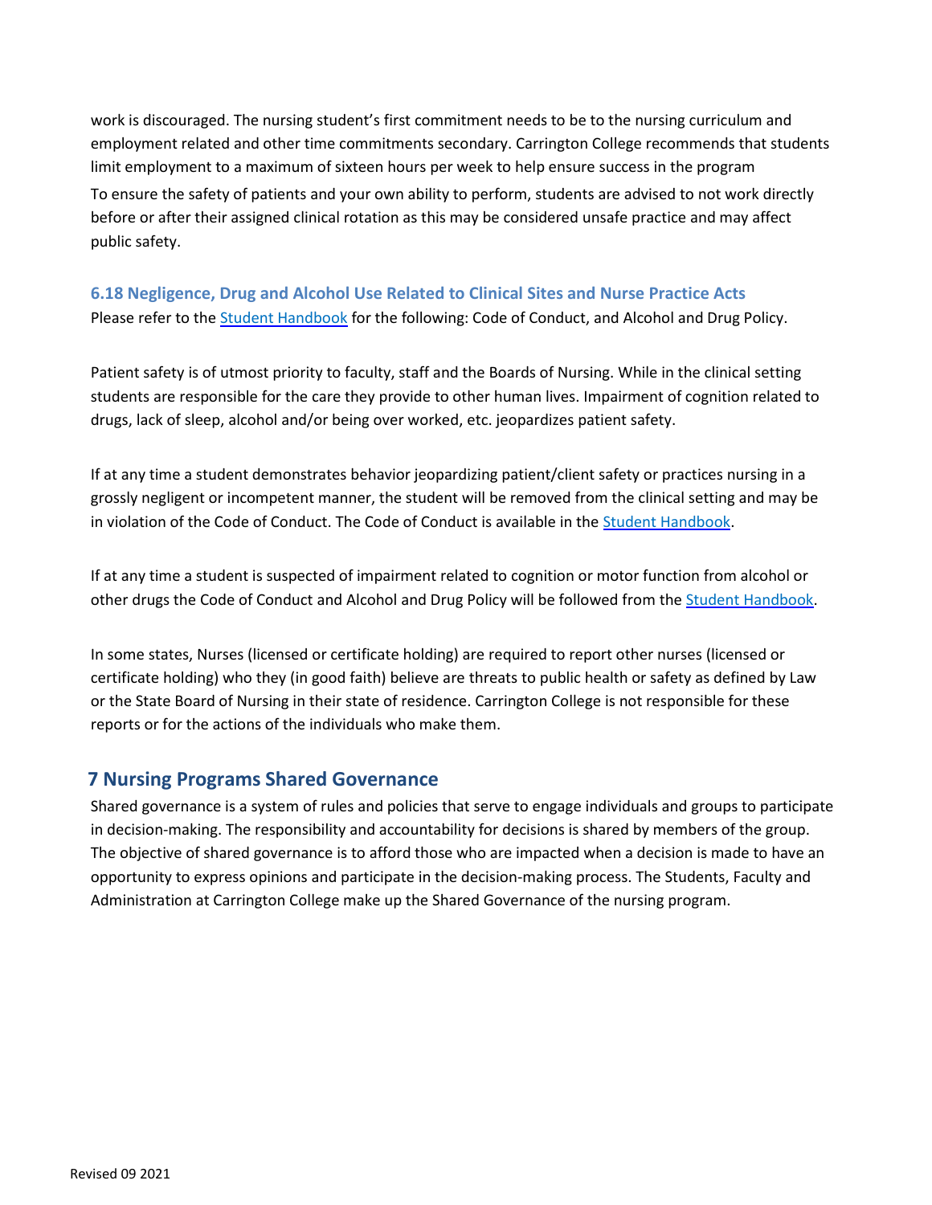work is discouraged. The nursing student's first commitment needs to be to the nursing curriculum and employment related and other time commitments secondary. Carrington College recommends that students limit employment to a maximum of sixteen hours per week to help ensure success in the program

To ensure the safety of patients and your own ability to perform, students are advised to not work directly before or after their assigned clinical rotation as this may be considered unsafe practice and may affect public safety.

### 6.18 Negligence, Drug and Alcohol Use Related to Clinical Sites and Nurse Practice Acts

Please refer to the Student Handbook for the following: Code of Conduct, and Alcohol and Drug Policy.

Patient safety is of utmost priority to faculty, staff and the Boards of Nursing. While in the clinical setting students are responsible for the care they provide to other human lives. Impairment of cognition related to drugs, lack of sleep, alcohol and/or being over worked, etc. jeopardizes patient safety.

If at any time a student demonstrates behavior jeopardizing patient/client safety or practices nursing in a grossly negligent or incompetent manner, the student will be removed from the clinical setting and may be in violation of the Code of Conduct. The Code of Conduct is available in the Student Handbook.

If at any time a student is suspected of impairment related to cognition or motor function from alcohol or other drugs the Code of Conduct and Alcohol and Drug Policy will be followed from the Student Handbook.

In some states, Nurses (licensed or certificate holding) are required to report other nurses (licensed or certificate holding) who they (in good faith) believe are threats to public health or safety as defined by Law or the State Board of Nursing in their state of residence. Carrington College is not responsible for these reports or for the actions of the individuals who make them.

## 7 Nursing Programs Shared Governance

Shared governance is a system of rules and policies that serve to engage individuals and groups to participate in decision-making. The responsibility and accountability for decisions is shared by members of the group. The objective of shared governance is to afford those who are impacted when a decision is made to have an opportunity to express opinions and participate in the decision-making process. The Students, Faculty and Administration at Carrington College make up the Shared Governance of the nursing program.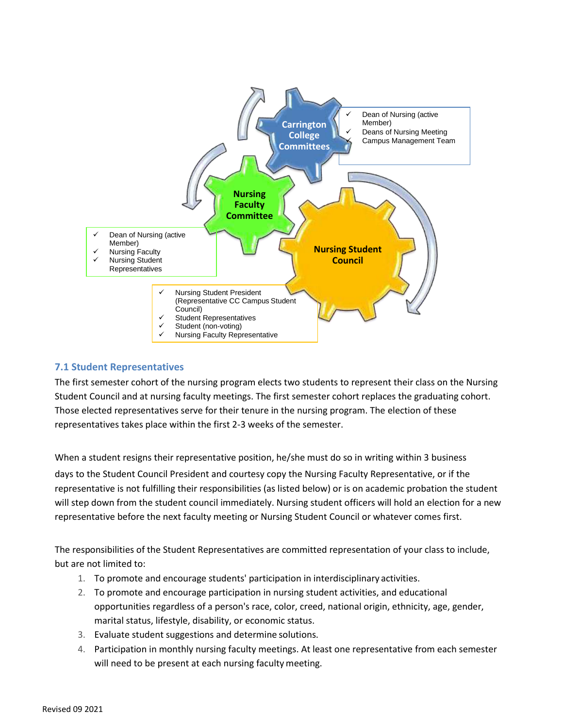Carrington College Committees

- ✓ Dean of Nursing (active Member)
- ✓ Deans of Nursing Meeting
- ✓ Campus Management Team

Nursing Faculty Committee

- ✓ Dean of Nursing (active Member)
- ✓ Nursing Faculty
- ✓ Nursing Student Representatives

Nursing Student Council

- ✓ Nursing Student President (Representative CC Campus Student Council)
- ✓ Student Representatives
- ✓ Student (non-voting)
- ✓ Nursing Faculty Representative

### 7.1 Student Representatives

The first semester cohort of the nursing program elects two students to represent their class on the Nursing Student Council and at nursing faculty meetings. The first semester cohort replaces the graduating cohort. Those elected representatives serve for their tenure in the nursing program. The election of these representatives takes place within the first 2-3 weeks of the semester.

When a student resigns their representative position, he/she must do so in writing within 3 business days to the Student Council President and courtesy copy the Nursing Faculty Representative, or if the representative is not fulfilling their responsibilities (as listed below) or is on academic probation the student will step down from the student council immediately. Nursing student officers will hold an election for a new representative before the next faculty meeting or Nursing Student Council or whatever comes first.

The responsibilities of the Student Representatives are committed representation of your class to include, but are not limited to:

1. To promote and encourage students' participation in interdisciplinary activities.
2. To promote and encourage participation in nursing student activities, and educational opportunities regardless of a person's race, color, creed, national origin, ethnicity, age, gender, marital status, lifestyle, disability, or economic status.
3. Evaluate student suggestions and determine solutions.
4. Participation in monthly nursing faculty meetings. At least one representative from each semester will need to be present at each nursing faculty meeting.

Revised 09 2021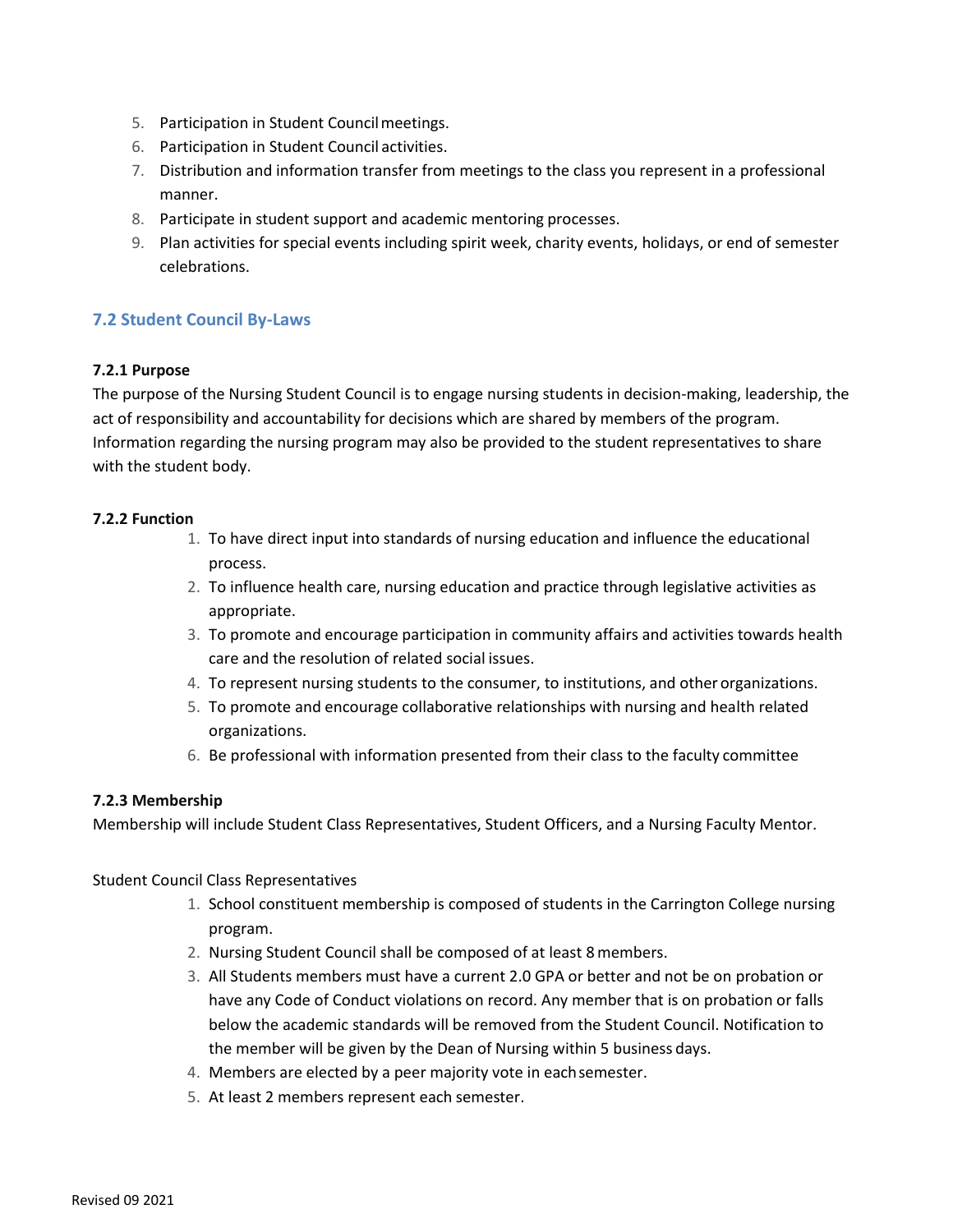5. Participation in Student Council meetings.
6. Participation in Student Council activities.
7. Distribution and information transfer from meetings to the class you represent in a professional manner.
8. Participate in student support and academic mentoring processes.
9. Plan activities for special events including spirit week, charity events, holidays, or end of semester celebrations.

## 7.2 Student Council By-Laws

**7.2.1 Purpose**

The purpose of the Nursing Student Council is to engage nursing students in decision-making, leadership, the act of responsibility and accountability for decisions which are shared by members of the program. Information regarding the nursing program may also be provided to the student representatives to share with the student body.

**7.2.2 Function**

1. To have direct input into standards of nursing education and influence the educational process.
2. To influence health care, nursing education and practice through legislative activities as appropriate.
3. To promote and encourage participation in community affairs and activities towards health care and the resolution of related social issues.
4. To represent nursing students to the consumer, to institutions, and other organizations.
5. To promote and encourage collaborative relationships with nursing and health related organizations.
6. Be professional with information presented from their class to the faculty committee

**7.2.3 Membership**

Membership will include Student Class Representatives, Student Officers, and a Nursing Faculty Mentor.

Student Council Class Representatives

1. School constituent membership is composed of students in the Carrington College nursing program.
2. Nursing Student Council shall be composed of at least 8 members.
3. All Students members must have a current 2.0 GPA or better and not be on probation or have any Code of Conduct violations on record. Any member that is on probation or falls below the academic standards will be removed from the Student Council. Notification to the member will be given by the Dean of Nursing within 5 business days.
4. Members are elected by a peer majority vote in each semester.
5. At least 2 members represent each semester.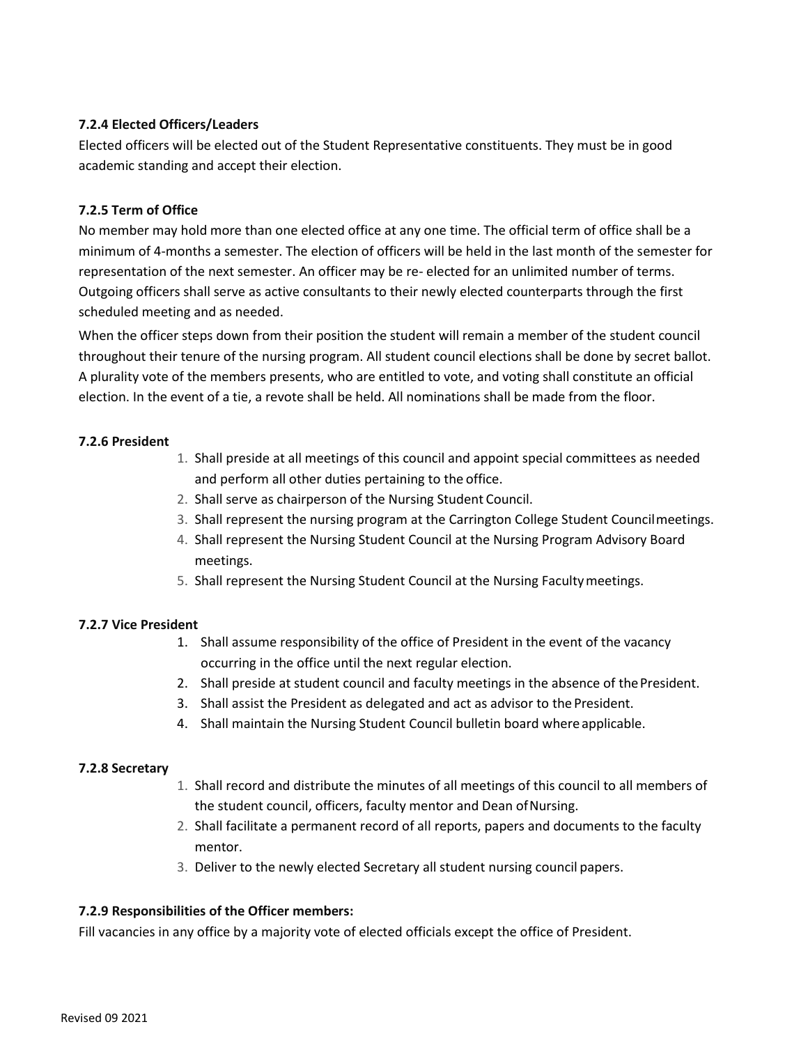#### 7.2.4 Elected Officers/Leaders

Elected officers will be elected out of the Student Representative constituents. They must be in good academic standing and accept their election.

#### 7.2.5 Term of Office

No member may hold more than one elected office at any one time. The official term of office shall be a minimum of 4-months a semester. The election of officers will be held in the last month of the semester for representation of the next semester. An officer may be re- elected for an unlimited number of terms. Outgoing officers shall serve as active consultants to their newly elected counterparts through the first scheduled meeting and as needed.

When the officer steps down from their position the student will remain a member of the student council throughout their tenure of the nursing program. All student council elections shall be done by secret ballot. A plurality vote of the members presents, who are entitled to vote, and voting shall constitute an official election. In the event of a tie, a revote shall be held. All nominations shall be made from the floor.

#### 7.2.6 President

1. Shall preside at all meetings of this council and appoint special committees as needed and perform all other duties pertaining to the office.
2. Shall serve as chairperson of the Nursing Student Council.
3. Shall represent the nursing program at the Carrington College Student Council meetings.
4. Shall represent the Nursing Student Council at the Nursing Program Advisory Board meetings.
5. Shall represent the Nursing Student Council at the Nursing Faculty meetings.

#### 7.2.7 Vice President

1. Shall assume responsibility of the office of President in the event of the vacancy occurring in the office until the next regular election.
2. Shall preside at student council and faculty meetings in the absence of the President.
3. Shall assist the President as delegated and act as advisor to the President.
4. Shall maintain the Nursing Student Council bulletin board where applicable.

#### 7.2.8 Secretary

1. Shall record and distribute the minutes of all meetings of this council to all members of the student council, officers, faculty mentor and Dean of Nursing.
2. Shall facilitate a permanent record of all reports, papers and documents to the faculty mentor.
3. Deliver to the newly elected Secretary all student nursing council papers.

#### 7.2.9 Responsibilities of the Officer members:

Fill vacancies in any office by a majority vote of elected officials except the office of President.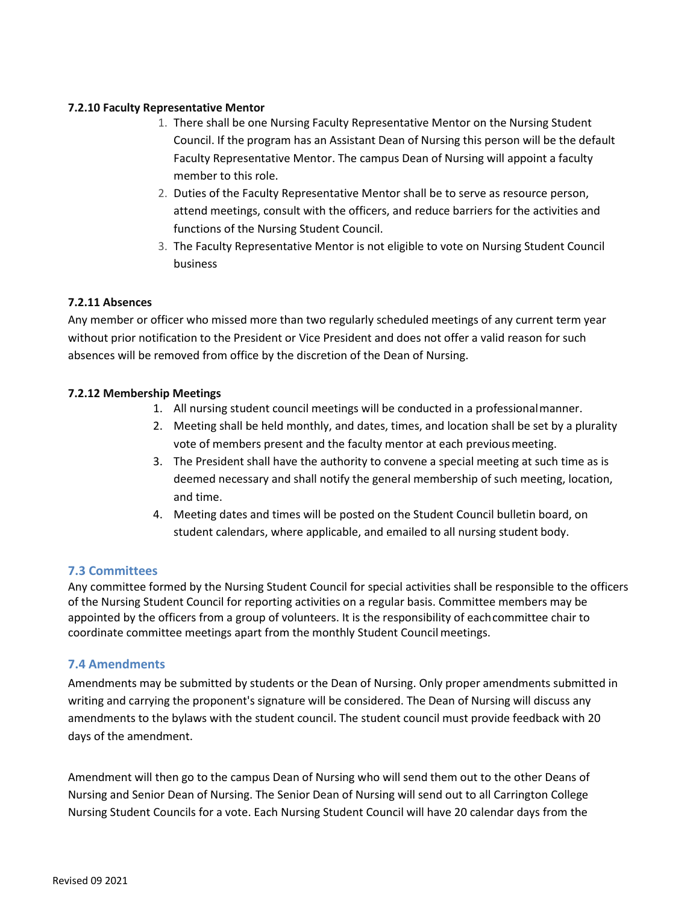**7.2.10 Faculty Representative Mentor**

1. There shall be one Nursing Faculty Representative Mentor on the Nursing Student Council. If the program has an Assistant Dean of Nursing this person will be the default Faculty Representative Mentor. The campus Dean of Nursing will appoint a faculty member to this role.
2. Duties of the Faculty Representative Mentor shall be to serve as resource person, attend meetings, consult with the officers, and reduce barriers for the activities and functions of the Nursing Student Council.
3. The Faculty Representative Mentor is not eligible to vote on Nursing Student Council business

**7.2.11 Absences**

Any member or officer who missed more than two regularly scheduled meetings of any current term year without prior notification to the President or Vice President and does not offer a valid reason for such absences will be removed from office by the discretion of the Dean of Nursing.

**7.2.12 Membership Meetings**

1. All nursing student council meetings will be conducted in a professional manner.
2. Meeting shall be held monthly, and dates, times, and location shall be set by a plurality vote of members present and the faculty mentor at each previous meeting.
3. The President shall have the authority to convene a special meeting at such time as is deemed necessary and shall notify the general membership of such meeting, location, and time.
4. Meeting dates and times will be posted on the Student Council bulletin board, on student calendars, where applicable, and emailed to all nursing student body.

### 7.3 Committees

Any committee formed by the Nursing Student Council for special activities shall be responsible to the officers of the Nursing Student Council for reporting activities on a regular basis. Committee members may be appointed by the officers from a group of volunteers. It is the responsibility of each committee chair to coordinate committee meetings apart from the monthly Student Council meetings.

### 7.4 Amendments

Amendments may be submitted by students or the Dean of Nursing. Only proper amendments submitted in writing and carrying the proponent's signature will be considered. The Dean of Nursing will discuss any amendments to the bylaws with the student council. The student council must provide feedback with 20 days of the amendment.

Amendment will then go to the campus Dean of Nursing who will send them out to the other Deans of Nursing and Senior Dean of Nursing. The Senior Dean of Nursing will send out to all Carrington College Nursing Student Councils for a vote. Each Nursing Student Council will have 20 calendar days from the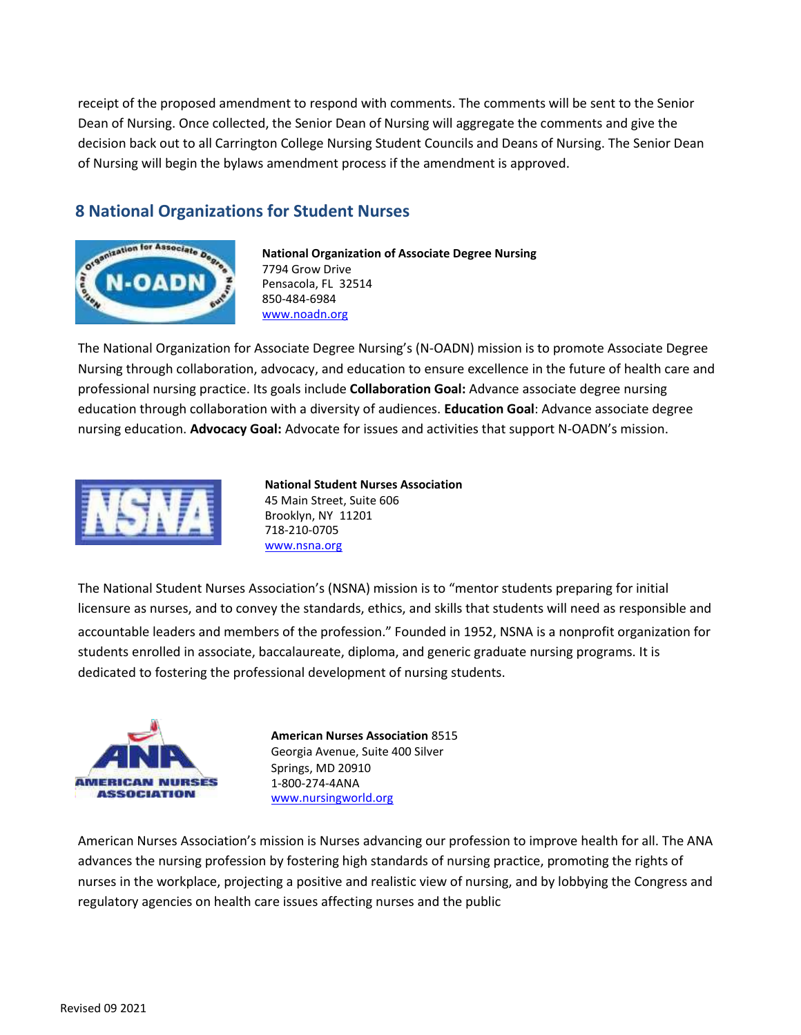receipt of the proposed amendment to respond with comments. The comments will be sent to the Senior Dean of Nursing. Once collected, the Senior Dean of Nursing will aggregate the comments and give the decision back out to all Carrington College Nursing Student Councils and Deans of Nursing. The Senior Dean of Nursing will begin the bylaws amendment process if the amendment is approved.

## 8 National Organizations for Student Nurses

**National Organization of Associate Degree Nursing**
7794 Grow Drive
Pensacola, FL 32514
850-484-6984
www.noadn.org

The National Organization for Associate Degree Nursing's (N-OADN) mission is to promote Associate Degree Nursing through collaboration, advocacy, and education to ensure excellence in the future of health care and professional nursing practice. Its goals include **Collaboration Goal:** Advance associate degree nursing education through collaboration with a diversity of audiences. **Education Goal**: Advance associate degree nursing education. **Advocacy Goal:** Advocate for issues and activities that support N-OADN's mission.

**National Student Nurses Association**
45 Main Street, Suite 606
Brooklyn, NY 11201
718-210-0705
www.nsna.org

The National Student Nurses Association's (NSNA) mission is to "mentor students preparing for initial licensure as nurses, and to convey the standards, ethics, and skills that students will need as responsible and accountable leaders and members of the profession." Founded in 1952, NSNA is a nonprofit organization for students enrolled in associate, baccalaureate, diploma, and generic graduate nursing programs. It is dedicated to fostering the professional development of nursing students.

**American Nurses Association** 8515
Georgia Avenue, Suite 400 Silver
Springs, MD 20910
1-800-274-4ANA
www.nursingworld.org

American Nurses Association's mission is Nurses advancing our profession to improve health for all. The ANA advances the nursing profession by fostering high standards of nursing practice, promoting the rights of nurses in the workplace, projecting a positive and realistic view of nursing, and by lobbying the Congress and regulatory agencies on health care issues affecting nurses and the public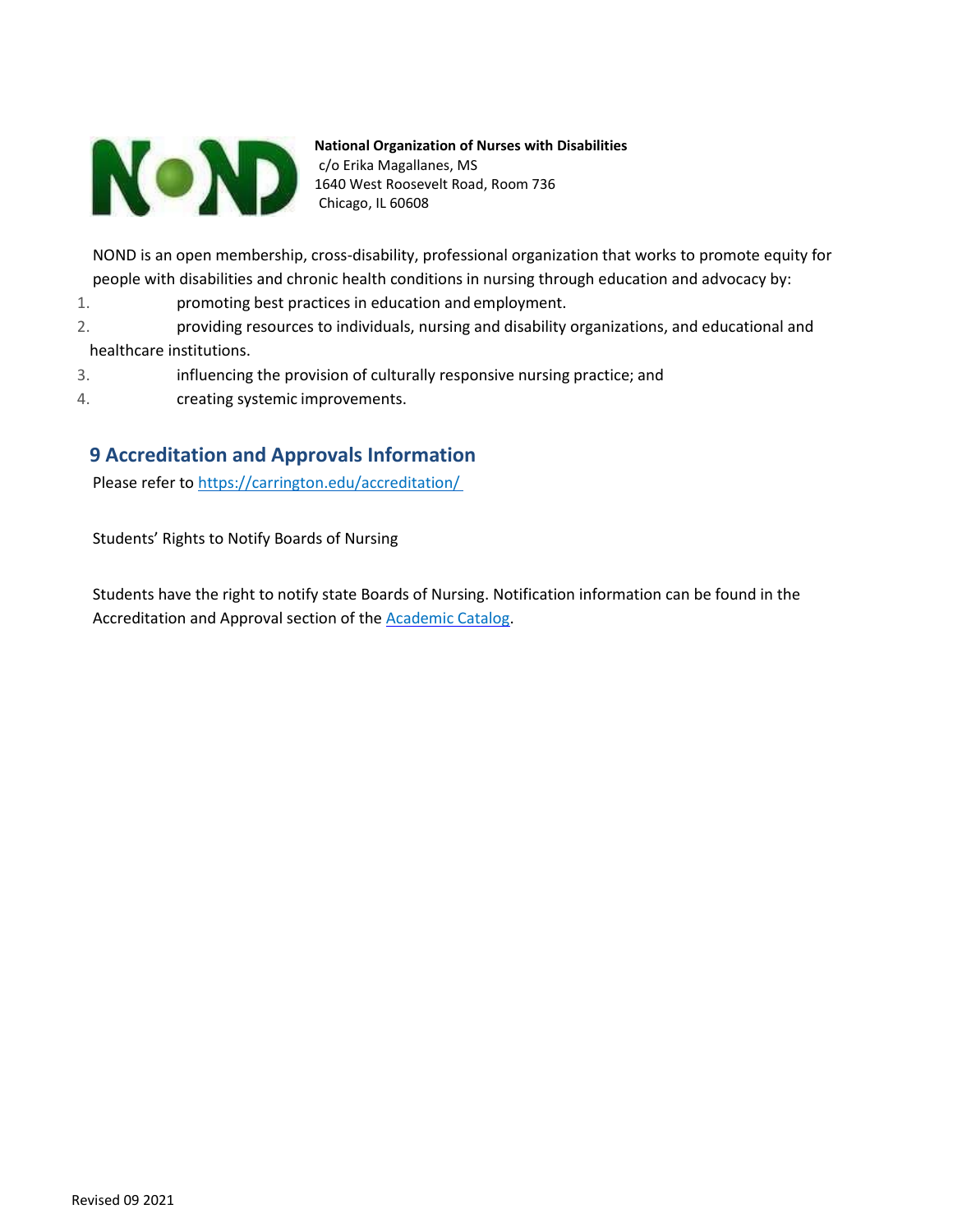**National Organization of Nurses with Disabilities**
c/o Erika Magallanes, MS
1640 West Roosevelt Road, Room 736
Chicago, IL 60608

NOND is an open membership, cross-disability, professional organization that works to promote equity for people with disabilities and chronic health conditions in nursing through education and advocacy by:

1. promoting best practices in education and employment.
2. providing resources to individuals, nursing and disability organizations, and educational and healthcare institutions.
3. influencing the provision of culturally responsive nursing practice; and
4. creating systemic improvements.

## 9 Accreditation and Approvals Information

Please refer to [https://carrington.edu/accreditation/](https://carrington.edu/accreditation/)

Students' Rights to Notify Boards of Nursing

Students have the right to notify state Boards of Nursing. Notification information can be found in the Accreditation and Approval section of the Academic Catalog.

Revised 09 2021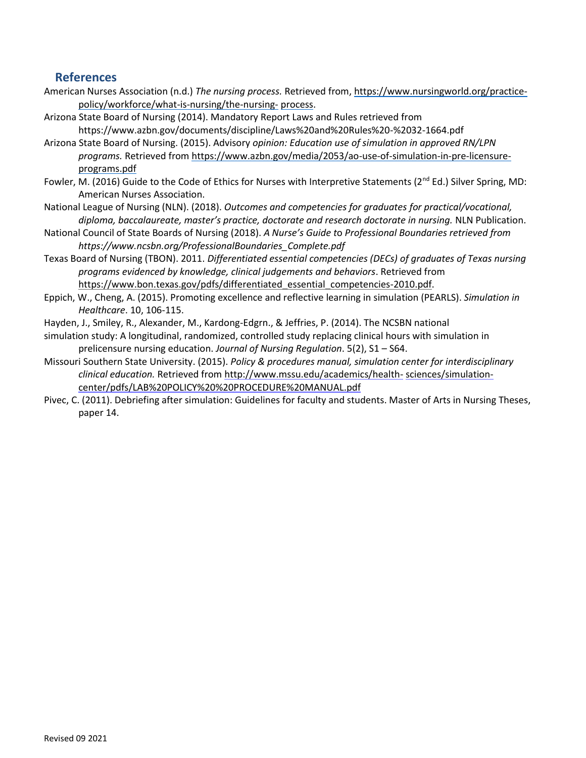## References

American Nurses Association (n.d.) *The nursing process.* Retrieved from, https://www.nursingworld.org/practice-policy/workforce/what-is-nursing/the-nursing- process.

Arizona State Board of Nursing (2014). Mandatory Report Laws and Rules retrieved from https://www.azbn.gov/documents/discipline/Laws%20and%20Rules%20-%2032-1664.pdf

Arizona State Board of Nursing. (2015). Advisory *opinion: Education use of simulation in approved RN/LPN programs.* Retrieved from https://www.azbn.gov/media/2053/ao-use-of-simulation-in-pre-licensure-programs.pdf

Fowler, M. (2016) Guide to the Code of Ethics for Nurses with Interpretive Statements (2nd Ed.) Silver Spring, MD: American Nurses Association.

National League of Nursing (NLN). (2018). *Outcomes and competencies for graduates for practical/vocational, diploma, baccalaureate, master's practice, doctorate and research doctorate in nursing.* NLN Publication.

National Council of State Boards of Nursing (2018). *A Nurse's Guide to Professional Boundaries retrieved from https://www.ncsbn.org/ProfessionalBoundaries_Complete.pdf*

Texas Board of Nursing (TBON). 2011. *Differentiated essential competencies (DECs) of graduates of Texas nursing programs evidenced by knowledge, clinical judgements and behaviors*. Retrieved from https://www.bon.texas.gov/pdfs/differentiated_essential_competencies-2010.pdf.

Eppich, W., Cheng, A. (2015). Promoting excellence and reflective learning in simulation (PEARLS). *Simulation in Healthcare*. 10, 106-115.

Hayden, J., Smiley, R., Alexander, M., Kardong-Edgrn., & Jeffries, P. (2014). The NCSBN national simulation study: A longitudinal, randomized, controlled study replacing clinical hours with simulation in prelicensure nursing education. *Journal of Nursing Regulation*. 5(2), S1 – S64.

Missouri Southern State University. (2015). *Policy & procedures manual, simulation center for interdisciplinary clinical education.* Retrieved from http://www.mssu.edu/academics/health- sciences/simulation-center/pdfs/LAB%20POLICY%20%20PROCEDURE%20MANUAL.pdf

Pivec, C. (2011). Debriefing after simulation: Guidelines for faculty and students. Master of Arts in Nursing Theses, paper 14.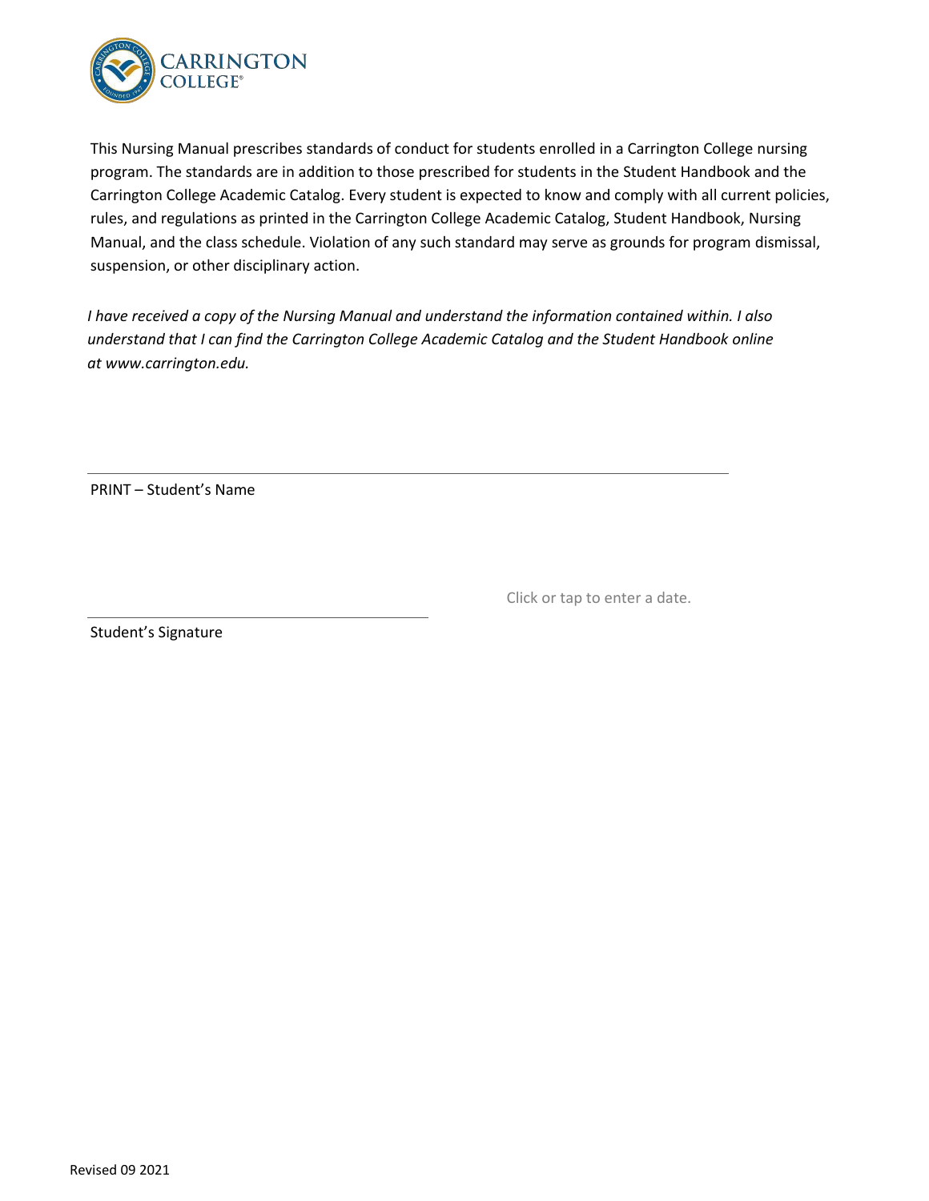This Nursing Manual prescribes standards of conduct for students enrolled in a Carrington College nursing program. The standards are in addition to those prescribed for students in the Student Handbook and the Carrington College Academic Catalog. Every student is expected to know and comply with all current policies, rules, and regulations as printed in the Carrington College Academic Catalog, Student Handbook, Nursing Manual, and the class schedule. Violation of any such standard may serve as grounds for program dismissal, suspension, or other disciplinary action.

*I have received a copy of the Nursing Manual and understand the information contained within. I also understand that I can find the Carrington College Academic Catalog and the Student Handbook online at www.carrington.edu.*

\_\_\_\_\_\_\_\_\_\_\_\_\_\_\_\_\_\_\_\_\_\_\_\_\_\_\_\_\_\_\_\_\_\_\_\_\_\_\_\_\_\_\_\_\_\_\_\_\_\_\_\_

PRINT – Student's Name

\_\_\_\_\_\_\_\_\_\_\_\_\_\_\_\_\_\_\_\_\_\_\_\_\_\_\_\_\_\_\_\_\_\_ Click or tap to enter a date.

Student's Signature

Revised 09 2021